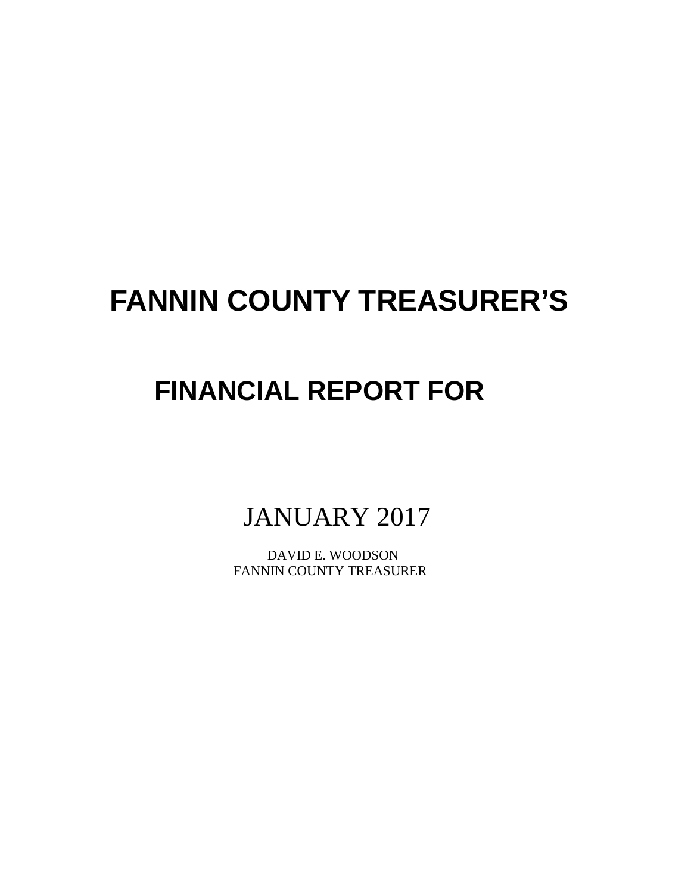# FANNIN COUNTY TREASURER'S

## FINANCIAL REPORT FOR

JANUARY 2017

DAVID E. WOODSON
FANNIN COUNTY TREASURER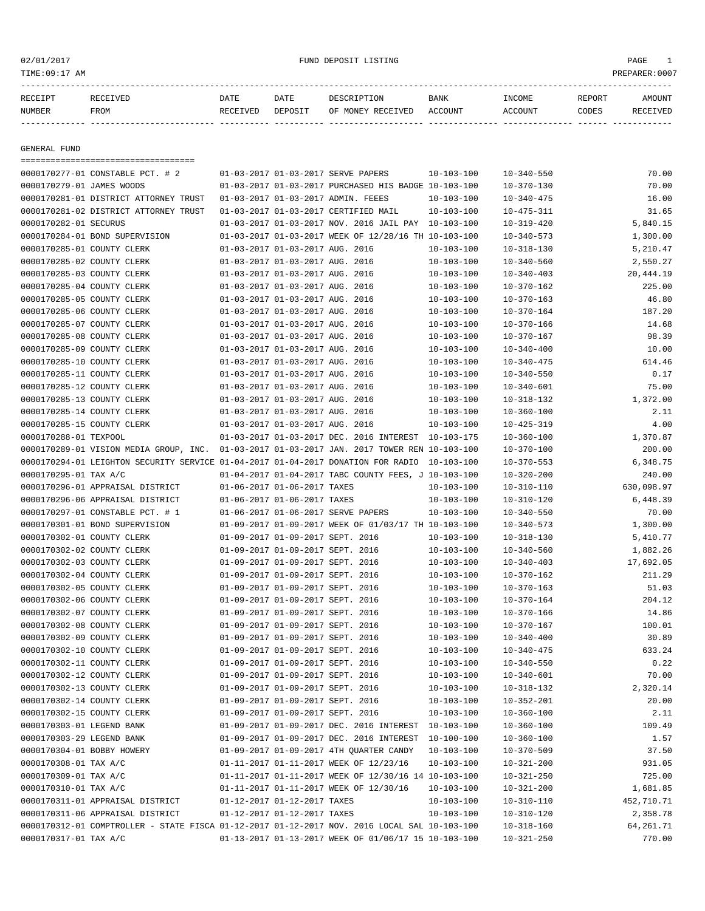02/01/2017 FUND DEPOSIT LISTING

TIME:09:17 AM PREPARER:0007

| RECEIPT NUMBER | RECEIVED FROM | DATE RECEIVED | DATE DEPOSIT | DESCRIPTION OF MONEY RECEIVED | BANK ACCOUNT | INCOME ACCOUNT | REPORT CODES | AMOUNT RECEIVED |
|---|---|---|---|---|---|---|---|---|

## GENERAL FUND

| RECEIPT NUMBER | RECEIVED FROM | DATE RECEIVED | DATE DEPOSIT | DESCRIPTION OF MONEY RECEIVED | BANK ACCOUNT | INCOME ACCOUNT | REPORT CODES | AMOUNT RECEIVED |
|---|---|---|---|---|---|---|---|---|
| 0000170277-01 | CONSTABLE PCT. # 2 | 01-03-2017 | 01-03-2017 | SERVE PAPERS | 10-103-100 | 10-340-550 | | 70.00 |
| 0000170279-01 | JAMES WOODS | 01-03-2017 | 01-03-2017 | PURCHASED HIS BADGE | 10-103-100 | 10-370-130 | | 70.00 |
| 0000170281-01 | DISTRICT ATTORNEY TRUST | 01-03-2017 | 01-03-2017 | ADMIN. FEEES | 10-103-100 | 10-340-475 | | 16.00 |
| 0000170281-02 | DISTRICT ATTORNEY TRUST | 01-03-2017 | 01-03-2017 | CERTIFIED MAIL | 10-103-100 | 10-475-311 | | 31.65 |
| 0000170282-01 | SECURUS | 01-03-2017 | 01-03-2017 | NOV. 2016 JAIL PAY | 10-103-100 | 10-319-420 | | 5,840.15 |
| 0000170284-01 | BOND SUPERVISION | 01-03-2017 | 01-03-2017 | WEEK OF 12/28/16 TH | 10-103-100 | 10-340-573 | | 1,300.00 |
| 0000170285-01 | COUNTY CLERK | 01-03-2017 | 01-03-2017 | AUG. 2016 | 10-103-100 | 10-318-130 | | 5,210.47 |
| 0000170285-02 | COUNTY CLERK | 01-03-2017 | 01-03-2017 | AUG. 2016 | 10-103-100 | 10-340-560 | | 2,550.27 |
| 0000170285-03 | COUNTY CLERK | 01-03-2017 | 01-03-2017 | AUG. 2016 | 10-103-100 | 10-340-403 | | 20,444.19 |
| 0000170285-04 | COUNTY CLERK | 01-03-2017 | 01-03-2017 | AUG. 2016 | 10-103-100 | 10-370-162 | | 225.00 |
| 0000170285-05 | COUNTY CLERK | 01-03-2017 | 01-03-2017 | AUG. 2016 | 10-103-100 | 10-370-163 | | 46.80 |
| 0000170285-06 | COUNTY CLERK | 01-03-2017 | 01-03-2017 | AUG. 2016 | 10-103-100 | 10-370-164 | | 187.20 |
| 0000170285-07 | COUNTY CLERK | 01-03-2017 | 01-03-2017 | AUG. 2016 | 10-103-100 | 10-370-166 | | 14.68 |
| 0000170285-08 | COUNTY CLERK | 01-03-2017 | 01-03-2017 | AUG. 2016 | 10-103-100 | 10-370-167 | | 98.39 |
| 0000170285-09 | COUNTY CLERK | 01-03-2017 | 01-03-2017 | AUG. 2016 | 10-103-100 | 10-340-400 | | 10.00 |
| 0000170285-10 | COUNTY CLERK | 01-03-2017 | 01-03-2017 | AUG. 2016 | 10-103-100 | 10-340-475 | | 614.46 |
| 0000170285-11 | COUNTY CLERK | 01-03-2017 | 01-03-2017 | AUG. 2016 | 10-103-100 | 10-340-550 | | 0.17 |
| 0000170285-12 | COUNTY CLERK | 01-03-2017 | 01-03-2017 | AUG. 2016 | 10-103-100 | 10-340-601 | | 75.00 |
| 0000170285-13 | COUNTY CLERK | 01-03-2017 | 01-03-2017 | AUG. 2016 | 10-103-100 | 10-318-132 | | 1,372.00 |
| 0000170285-14 | COUNTY CLERK | 01-03-2017 | 01-03-2017 | AUG. 2016 | 10-103-100 | 10-360-100 | | 2.11 |
| 0000170285-15 | COUNTY CLERK | 01-03-2017 | 01-03-2017 | AUG. 2016 | 10-103-100 | 10-425-319 | | 4.00 |
| 0000170288-01 | TEXPOOL | 01-03-2017 | 01-03-2017 | DEC. 2016 INTEREST | 10-103-175 | 10-360-100 | | 1,370.87 |
| 0000170289-01 | VISION MEDIA GROUP, INC. | 01-03-2017 | 01-03-2017 | JAN. 2017 TOWER REN | 10-103-100 | 10-370-100 | | 200.00 |
| 0000170294-01 | LEIGHTON SECURITY SERVICE | 01-04-2017 | 01-04-2017 | DONATION FOR RADIO | 10-103-100 | 10-370-553 | | 6,348.75 |
| 0000170295-01 | TAX A/C | 01-04-2017 | 01-04-2017 | TABC COUNTY FEES, J | 10-103-100 | 10-320-200 | | 240.00 |
| 0000170296-01 | APPRAISAL DISTRICT | 01-06-2017 | 01-06-2017 | TAXES | 10-103-100 | 10-310-110 | | 630,098.97 |
| 0000170296-06 | APPRAISAL DISTRICT | 01-06-2017 | 01-06-2017 | TAXES | 10-103-100 | 10-310-120 | | 6,448.39 |
| 0000170297-01 | CONSTABLE PCT. # 1 | 01-06-2017 | 01-06-2017 | SERVE PAPERS | 10-103-100 | 10-340-550 | | 70.00 |
| 0000170301-01 | BOND SUPERVISION | 01-09-2017 | 01-09-2017 | WEEK OF 01/03/17 TH | 10-103-100 | 10-340-573 | | 1,300.00 |
| 0000170302-01 | COUNTY CLERK | 01-09-2017 | 01-09-2017 | SEPT. 2016 | 10-103-100 | 10-318-130 | | 5,410.77 |
| 0000170302-02 | COUNTY CLERK | 01-09-2017 | 01-09-2017 | SEPT. 2016 | 10-103-100 | 10-340-560 | | 1,882.26 |
| 0000170302-03 | COUNTY CLERK | 01-09-2017 | 01-09-2017 | SEPT. 2016 | 10-103-100 | 10-340-403 | | 17,692.05 |
| 0000170302-04 | COUNTY CLERK | 01-09-2017 | 01-09-2017 | SEPT. 2016 | 10-103-100 | 10-370-162 | | 211.29 |
| 0000170302-05 | COUNTY CLERK | 01-09-2017 | 01-09-2017 | SEPT. 2016 | 10-103-100 | 10-370-163 | | 51.03 |
| 0000170302-06 | COUNTY CLERK | 01-09-2017 | 01-09-2017 | SEPT. 2016 | 10-103-100 | 10-370-164 | | 204.12 |
| 0000170302-07 | COUNTY CLERK | 01-09-2017 | 01-09-2017 | SEPT. 2016 | 10-103-100 | 10-370-166 | | 14.86 |
| 0000170302-08 | COUNTY CLERK | 01-09-2017 | 01-09-2017 | SEPT. 2016 | 10-103-100 | 10-370-167 | | 100.01 |
| 0000170302-09 | COUNTY CLERK | 01-09-2017 | 01-09-2017 | SEPT. 2016 | 10-103-100 | 10-340-400 | | 30.89 |
| 0000170302-10 | COUNTY CLERK | 01-09-2017 | 01-09-2017 | SEPT. 2016 | 10-103-100 | 10-340-475 | | 633.24 |
| 0000170302-11 | COUNTY CLERK | 01-09-2017 | 01-09-2017 | SEPT. 2016 | 10-103-100 | 10-340-550 | | 0.22 |
| 0000170302-12 | COUNTY CLERK | 01-09-2017 | 01-09-2017 | SEPT. 2016 | 10-103-100 | 10-340-601 | | 70.00 |
| 0000170302-13 | COUNTY CLERK | 01-09-2017 | 01-09-2017 | SEPT. 2016 | 10-103-100 | 10-318-132 | | 2,320.14 |
| 0000170302-14 | COUNTY CLERK | 01-09-2017 | 01-09-2017 | SEPT. 2016 | 10-103-100 | 10-352-201 | | 20.00 |
| 0000170302-15 | COUNTY CLERK | 01-09-2017 | 01-09-2017 | SEPT. 2016 | 10-103-100 | 10-360-100 | | 2.11 |
| 0000170303-01 | LEGEND BANK | 01-09-2017 | 01-09-2017 | DEC. 2016 INTEREST | 10-103-100 | 10-360-100 | | 109.49 |
| 0000170303-29 | LEGEND BANK | 01-09-2017 | 01-09-2017 | DEC. 2016 INTEREST | 10-100-100 | 10-360-100 | | 1.57 |
| 0000170304-01 | BOBBY HOWERY | 01-09-2017 | 01-09-2017 | 4TH QUARTER CANDY | 10-103-100 | 10-370-509 | | 37.50 |
| 0000170308-01 | TAX A/C | 01-11-2017 | 01-11-2017 | WEEK OF 12/23/16 | 10-103-100 | 10-321-200 | | 931.05 |
| 0000170309-01 | TAX A/C | 01-11-2017 | 01-11-2017 | WEEK OF 12/30/16 14 | 10-103-100 | 10-321-250 | | 725.00 |
| 0000170310-01 | TAX A/C | 01-11-2017 | 01-11-2017 | WEEK OF 12/30/16 | 10-103-100 | 10-321-200 | | 1,681.85 |
| 0000170311-01 | APPRAISAL DISTRICT | 01-12-2017 | 01-12-2017 | TAXES | 10-103-100 | 10-310-110 | | 452,710.71 |
| 0000170311-06 | APPRAISAL DISTRICT | 01-12-2017 | 01-12-2017 | TAXES | 10-103-100 | 10-310-120 | | 2,358.78 |
| 0000170312-01 | COMPTROLLER - STATE FISCA | 01-12-2017 | 01-12-2017 | NOV. 2016 LOCAL SAL | 10-103-100 | 10-318-160 | | 64,261.71 |
| 0000170317-01 | TAX A/C | 01-13-2017 | 01-13-2017 | WEEK OF 01/06/17 15 | 10-103-100 | 10-321-250 | | 770.00 |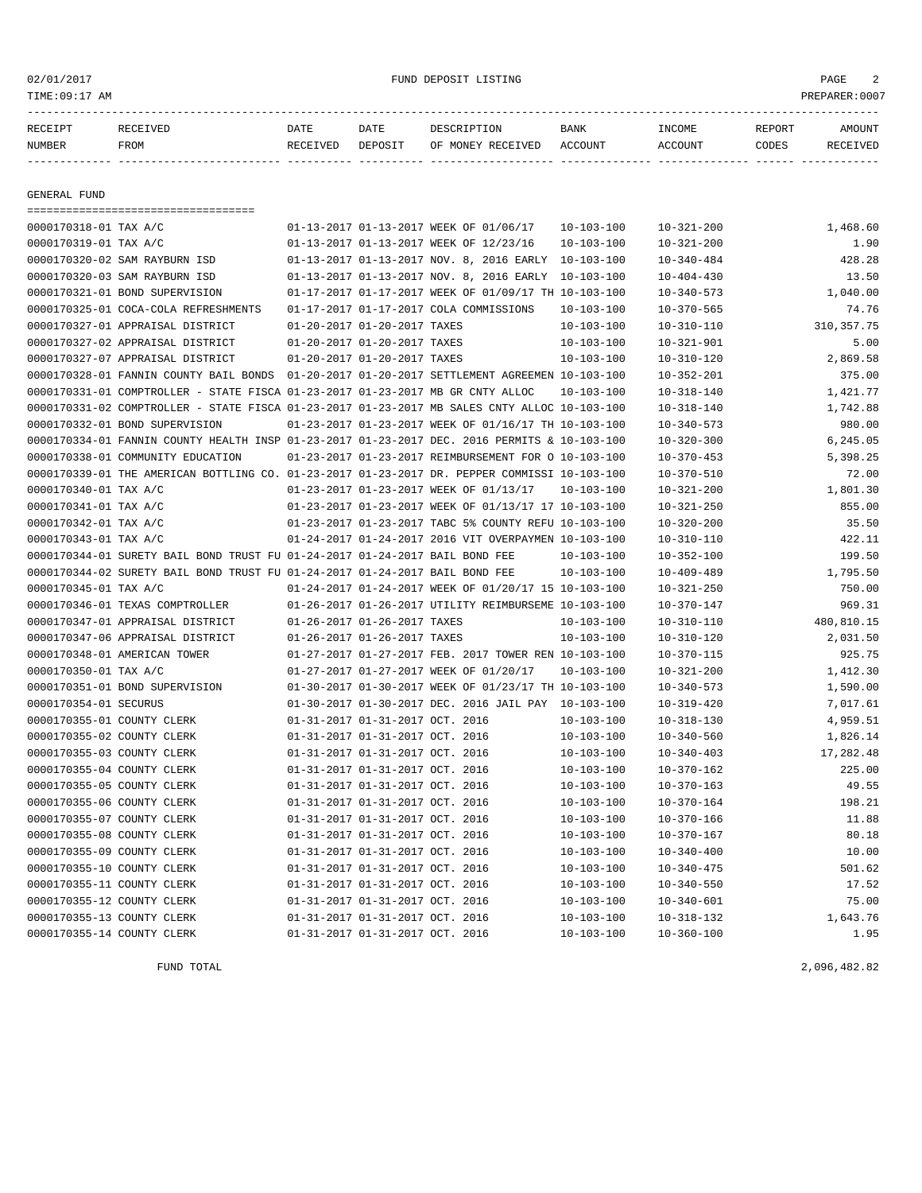02/01/2017 FUND DEPOSIT LISTING

TIME:09:17 AM PREPARER:0007

| RECEIPT NUMBER | RECEIVED FROM | DATE RECEIVED | DATE DEPOSIT | DESCRIPTION OF MONEY RECEIVED | BANK ACCOUNT | INCOME ACCOUNT | REPORT CODES | AMOUNT RECEIVED |
|---|---|---|---|---|---|---|---|---|

GENERAL FUND

| RECEIPT NUMBER | RECEIVED FROM | DATE RECEIVED | DATE DEPOSIT | DESCRIPTION OF MONEY RECEIVED | BANK ACCOUNT | INCOME ACCOUNT | REPORT CODES | AMOUNT RECEIVED |
|---|---|---|---|---|---|---|---|---|
| 0000170318-01 | TAX A/C | 01-13-2017 | 01-13-2017 | WEEK OF 01/06/17 | 10-103-100 | 10-321-200 | | 1,468.60 |
| 0000170319-01 | TAX A/C | 01-13-2017 | 01-13-2017 | WEEK OF 12/23/16 | 10-103-100 | 10-321-200 | | 1.90 |
| 0000170320-02 | SAM RAYBURN ISD | 01-13-2017 | 01-13-2017 | NOV. 8, 2016 EARLY | 10-103-100 | 10-340-484 | | 428.28 |
| 0000170320-03 | SAM RAYBURN ISD | 01-13-2017 | 01-13-2017 | NOV. 8, 2016 EARLY | 10-103-100 | 10-404-430 | | 13.50 |
| 0000170321-01 | BOND SUPERVISION | 01-17-2017 | 01-17-2017 | WEEK OF 01/09/17 TH | 10-103-100 | 10-340-573 | | 1,040.00 |
| 0000170325-01 | COCA-COLA REFRESHMENTS | 01-17-2017 | 01-17-2017 | COLA COMMISSIONS | 10-103-100 | 10-370-565 | | 74.76 |
| 0000170327-01 | APPRAISAL DISTRICT | 01-20-2017 | 01-20-2017 | TAXES | 10-103-100 | 10-310-110 | | 310,357.75 |
| 0000170327-02 | APPRAISAL DISTRICT | 01-20-2017 | 01-20-2017 | TAXES | 10-103-100 | 10-321-901 | | 5.00 |
| 0000170327-07 | APPRAISAL DISTRICT | 01-20-2017 | 01-20-2017 | TAXES | 10-103-100 | 10-310-120 | | 2,869.58 |
| 0000170328-01 | FANNIN COUNTY BAIL BONDS | 01-20-2017 | 01-20-2017 | SETTLEMENT AGREEMEN | 10-103-100 | 10-352-201 | | 375.00 |
| 0000170331-01 | COMPTROLLER - STATE FISCA | 01-23-2017 | 01-23-2017 | MB GR CNTY ALLOC | 10-103-100 | 10-318-140 | | 1,421.77 |
| 0000170331-02 | COMPTROLLER - STATE FISCA | 01-23-2017 | 01-23-2017 | MB SALES CNTY ALLOC | 10-103-100 | 10-318-140 | | 1,742.88 |
| 0000170332-01 | BOND SUPERVISION | 01-23-2017 | 01-23-2017 | WEEK OF 01/16/17 TH | 10-103-100 | 10-340-573 | | 980.00 |
| 0000170334-01 | FANNIN COUNTY HEALTH INSP | 01-23-2017 | 01-23-2017 | DEC. 2016 PERMITS & | 10-103-100 | 10-320-300 | | 6,245.05 |
| 0000170338-01 | COMMUNITY EDUCATION | 01-23-2017 | 01-23-2017 | REIMBURSEMENT FOR O | 10-103-100 | 10-370-453 | | 5,398.25 |
| 0000170339-01 | THE AMERICAN BOTTLING CO. | 01-23-2017 | 01-23-2017 | DR. PEPPER COMMISSI | 10-103-100 | 10-370-510 | | 72.00 |
| 0000170340-01 | TAX A/C | 01-23-2017 | 01-23-2017 | WEEK OF 01/13/17 | 10-103-100 | 10-321-200 | | 1,801.30 |
| 0000170341-01 | TAX A/C | 01-23-2017 | 01-23-2017 | WEEK OF 01/13/17 17 | 10-103-100 | 10-321-250 | | 855.00 |
| 0000170342-01 | TAX A/C | 01-23-2017 | 01-23-2017 | TABC 5% COUNTY REFU | 10-103-100 | 10-320-200 | | 35.50 |
| 0000170343-01 | TAX A/C | 01-24-2017 | 01-24-2017 | 2016 VIT OVERPAYMEN | 10-103-100 | 10-310-110 | | 422.11 |
| 0000170344-01 | SURETY BAIL BOND TRUST FU | 01-24-2017 | 01-24-2017 | BAIL BOND FEE | 10-103-100 | 10-352-100 | | 199.50 |
| 0000170344-02 | SURETY BAIL BOND TRUST FU | 01-24-2017 | 01-24-2017 | BAIL BOND FEE | 10-103-100 | 10-409-489 | | 1,795.50 |
| 0000170345-01 | TAX A/C | 01-24-2017 | 01-24-2017 | WEEK OF 01/20/17 15 | 10-103-100 | 10-321-250 | | 750.00 |
| 0000170346-01 | TEXAS COMPTROLLER | 01-26-2017 | 01-26-2017 | UTILITY REIMBURSEME | 10-103-100 | 10-370-147 | | 969.31 |
| 0000170347-01 | APPRAISAL DISTRICT | 01-26-2017 | 01-26-2017 | TAXES | 10-103-100 | 10-310-110 | | 480,810.15 |
| 0000170347-06 | APPRAISAL DISTRICT | 01-26-2017 | 01-26-2017 | TAXES | 10-103-100 | 10-310-120 | | 2,031.50 |
| 0000170348-01 | AMERICAN TOWER | 01-27-2017 | 01-27-2017 | FEB. 2017 TOWER REN | 10-103-100 | 10-370-115 | | 925.75 |
| 0000170350-01 | TAX A/C | 01-27-2017 | 01-27-2017 | WEEK OF 01/20/17 | 10-103-100 | 10-321-200 | | 1,412.30 |
| 0000170351-01 | BOND SUPERVISION | 01-30-2017 | 01-30-2017 | WEEK OF 01/23/17 TH | 10-103-100 | 10-340-573 | | 1,590.00 |
| 0000170354-01 | SECURUS | 01-30-2017 | 01-30-2017 | DEC. 2016 JAIL PAY | 10-103-100 | 10-319-420 | | 7,017.61 |
| 0000170355-01 | COUNTY CLERK | 01-31-2017 | 01-31-2017 | OCT. 2016 | 10-103-100 | 10-318-130 | | 4,959.51 |
| 0000170355-02 | COUNTY CLERK | 01-31-2017 | 01-31-2017 | OCT. 2016 | 10-103-100 | 10-340-560 | | 1,826.14 |
| 0000170355-03 | COUNTY CLERK | 01-31-2017 | 01-31-2017 | OCT. 2016 | 10-103-100 | 10-340-403 | | 17,282.48 |
| 0000170355-04 | COUNTY CLERK | 01-31-2017 | 01-31-2017 | OCT. 2016 | 10-103-100 | 10-370-162 | | 225.00 |
| 0000170355-05 | COUNTY CLERK | 01-31-2017 | 01-31-2017 | OCT. 2016 | 10-103-100 | 10-370-163 | | 49.55 |
| 0000170355-06 | COUNTY CLERK | 01-31-2017 | 01-31-2017 | OCT. 2016 | 10-103-100 | 10-370-164 | | 198.21 |
| 0000170355-07 | COUNTY CLERK | 01-31-2017 | 01-31-2017 | OCT. 2016 | 10-103-100 | 10-370-166 | | 11.88 |
| 0000170355-08 | COUNTY CLERK | 01-31-2017 | 01-31-2017 | OCT. 2016 | 10-103-100 | 10-370-167 | | 80.18 |
| 0000170355-09 | COUNTY CLERK | 01-31-2017 | 01-31-2017 | OCT. 2016 | 10-103-100 | 10-340-400 | | 10.00 |
| 0000170355-10 | COUNTY CLERK | 01-31-2017 | 01-31-2017 | OCT. 2016 | 10-103-100 | 10-340-475 | | 501.62 |
| 0000170355-11 | COUNTY CLERK | 01-31-2017 | 01-31-2017 | OCT. 2016 | 10-103-100 | 10-340-550 | | 17.52 |
| 0000170355-12 | COUNTY CLERK | 01-31-2017 | 01-31-2017 | OCT. 2016 | 10-103-100 | 10-340-601 | | 75.00 |
| 0000170355-13 | COUNTY CLERK | 01-31-2017 | 01-31-2017 | OCT. 2016 | 10-103-100 | 10-318-132 | | 1,643.76 |
| 0000170355-14 | COUNTY CLERK | 01-31-2017 | 01-31-2017 | OCT. 2016 | 10-103-100 | 10-360-100 | | 1.95 |

FUND TOTAL 2,096,482.82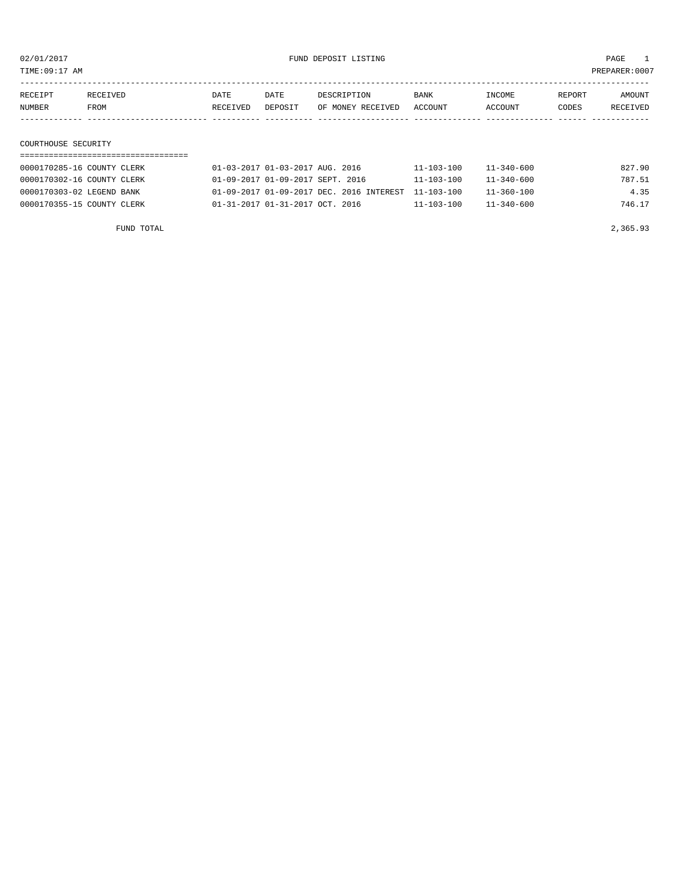02/01/2017 FUND DEPOSIT LISTING PAGE 1

TIME:09:17 AM PREPARER:0007

| RECEIPT NUMBER | RECEIVED FROM | DATE RECEIVED | DATE DEPOSIT | DESCRIPTION OF MONEY RECEIVED | BANK ACCOUNT | INCOME ACCOUNT | REPORT CODES | AMOUNT RECEIVED |
|---|---|---|---|---|---|---|---|---|

## COURTHOUSE SECURITY

| RECEIPT NUMBER | RECEIVED FROM | DATE RECEIVED | DATE DEPOSIT | DESCRIPTION OF MONEY RECEIVED | BANK ACCOUNT | INCOME ACCOUNT | REPORT CODES | AMOUNT RECEIVED |
|---|---|---|---|---|---|---|---|---|
| 0000170285-16 | COUNTY CLERK | 01-03-2017 | 01-03-2017 | AUG. 2016 | 11-103-100 | 11-340-600 | | 827.90 |
| 0000170302-16 | COUNTY CLERK | 01-09-2017 | 01-09-2017 | SEPT. 2016 | 11-103-100 | 11-340-600 | | 787.51 |
| 0000170303-02 | LEGEND BANK | 01-09-2017 | 01-09-2017 | DEC. 2016 INTEREST | 11-103-100 | 11-360-100 | | 4.35 |
| 0000170355-15 | COUNTY CLERK | 01-31-2017 | 01-31-2017 | OCT. 2016 | 11-103-100 | 11-340-600 | | 746.17 |
| | FUND TOTAL | | | | | | | 2,365.93 |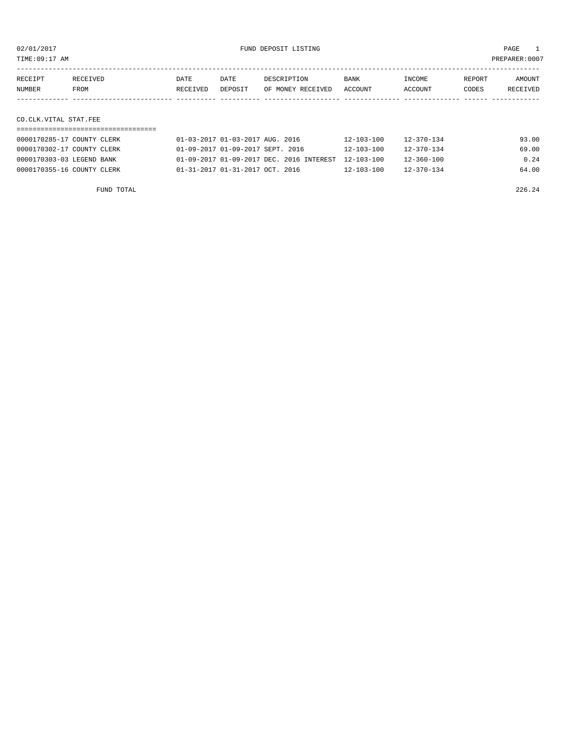02/01/2017 FUND DEPOSIT LISTING

TIME:09:17 AM PREPARER:0007

| RECEIPT NUMBER | RECEIVED FROM | DATE RECEIVED | DATE DEPOSIT | DESCRIPTION OF MONEY RECEIVED | BANK ACCOUNT | INCOME ACCOUNT | REPORT CODES | AMOUNT RECEIVED |
|---|---|---|---|---|---|---|---|---|

## CO.CLK.VITAL STAT.FEE

| RECEIPT NUMBER | RECEIVED FROM | DATE RECEIVED | DATE DEPOSIT | DESCRIPTION OF MONEY RECEIVED | BANK ACCOUNT | INCOME ACCOUNT | REPORT CODES | AMOUNT RECEIVED |
|---|---|---|---|---|---|---|---|---|
| 0000170285-17 | COUNTY CLERK | 01-03-2017 | 01-03-2017 | AUG. 2016 | 12-103-100 | 12-370-134 | | 93.00 |
| 0000170302-17 | COUNTY CLERK | 01-09-2017 | 01-09-2017 | SEPT. 2016 | 12-103-100 | 12-370-134 | | 69.00 |
| 0000170303-03 | LEGEND BANK | 01-09-2017 | 01-09-2017 | DEC. 2016 INTEREST | 12-103-100 | 12-360-100 | | 0.24 |
| 0000170355-16 | COUNTY CLERK | 01-31-2017 | 01-31-2017 | OCT. 2016 | 12-103-100 | 12-370-134 | | 64.00 |

FUND TOTAL 226.24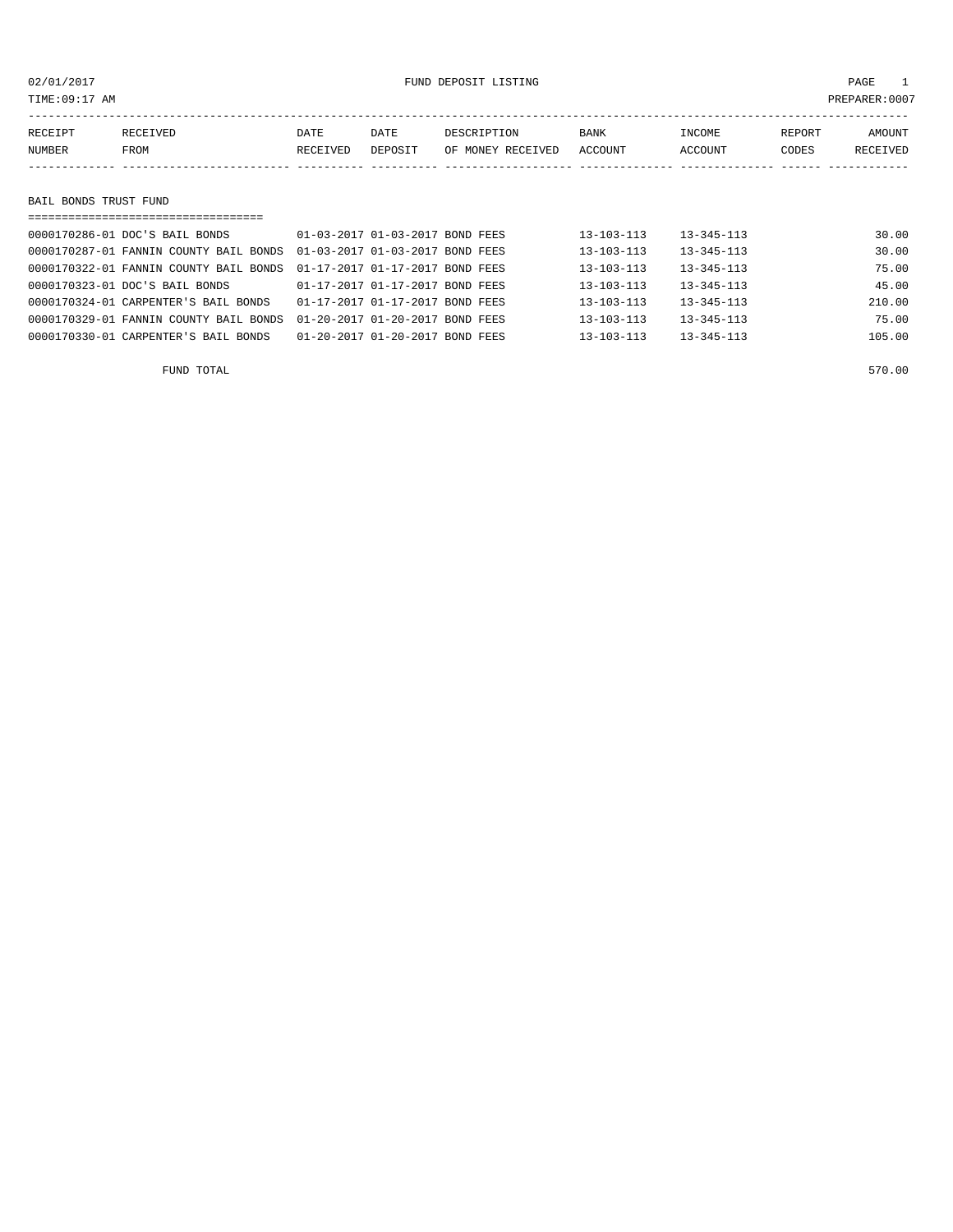02/01/2017 FUND DEPOSIT LISTING

TIME:09:17 AM PREPARER:0007

| RECEIPT NUMBER | RECEIVED FROM | DATE RECEIVED | DATE DEPOSIT | DESCRIPTION OF MONEY RECEIVED | BANK ACCOUNT | INCOME ACCOUNT | REPORT CODES | AMOUNT RECEIVED |
|---|---|---|---|---|---|---|---|---|

## BAIL BONDS TRUST FUND

| RECEIPT NUMBER | RECEIVED FROM | DATE RECEIVED | DATE DEPOSIT | DESCRIPTION OF MONEY RECEIVED | BANK ACCOUNT | INCOME ACCOUNT | REPORT CODES | AMOUNT RECEIVED |
|---|---|---|---|---|---|---|---|---|
| 0000170286-01 | DOC'S BAIL BONDS | 01-03-2017 | 01-03-2017 | BOND FEES | 13-103-113 | 13-345-113 | | 30.00 |
| 0000170287-01 | FANNIN COUNTY BAIL BONDS | 01-03-2017 | 01-03-2017 | BOND FEES | 13-103-113 | 13-345-113 | | 30.00 |
| 0000170322-01 | FANNIN COUNTY BAIL BONDS | 01-17-2017 | 01-17-2017 | BOND FEES | 13-103-113 | 13-345-113 | | 75.00 |
| 0000170323-01 | DOC'S BAIL BONDS | 01-17-2017 | 01-17-2017 | BOND FEES | 13-103-113 | 13-345-113 | | 45.00 |
| 0000170324-01 | CARPENTER'S BAIL BONDS | 01-17-2017 | 01-17-2017 | BOND FEES | 13-103-113 | 13-345-113 | | 210.00 |
| 0000170329-01 | FANNIN COUNTY BAIL BONDS | 01-20-2017 | 01-20-2017 | BOND FEES | 13-103-113 | 13-345-113 | | 75.00 |
| 0000170330-01 | CARPENTER'S BAIL BONDS | 01-20-2017 | 01-20-2017 | BOND FEES | 13-103-113 | 13-345-113 | | 105.00 |
| | FUND TOTAL | | | | | | | 570.00 |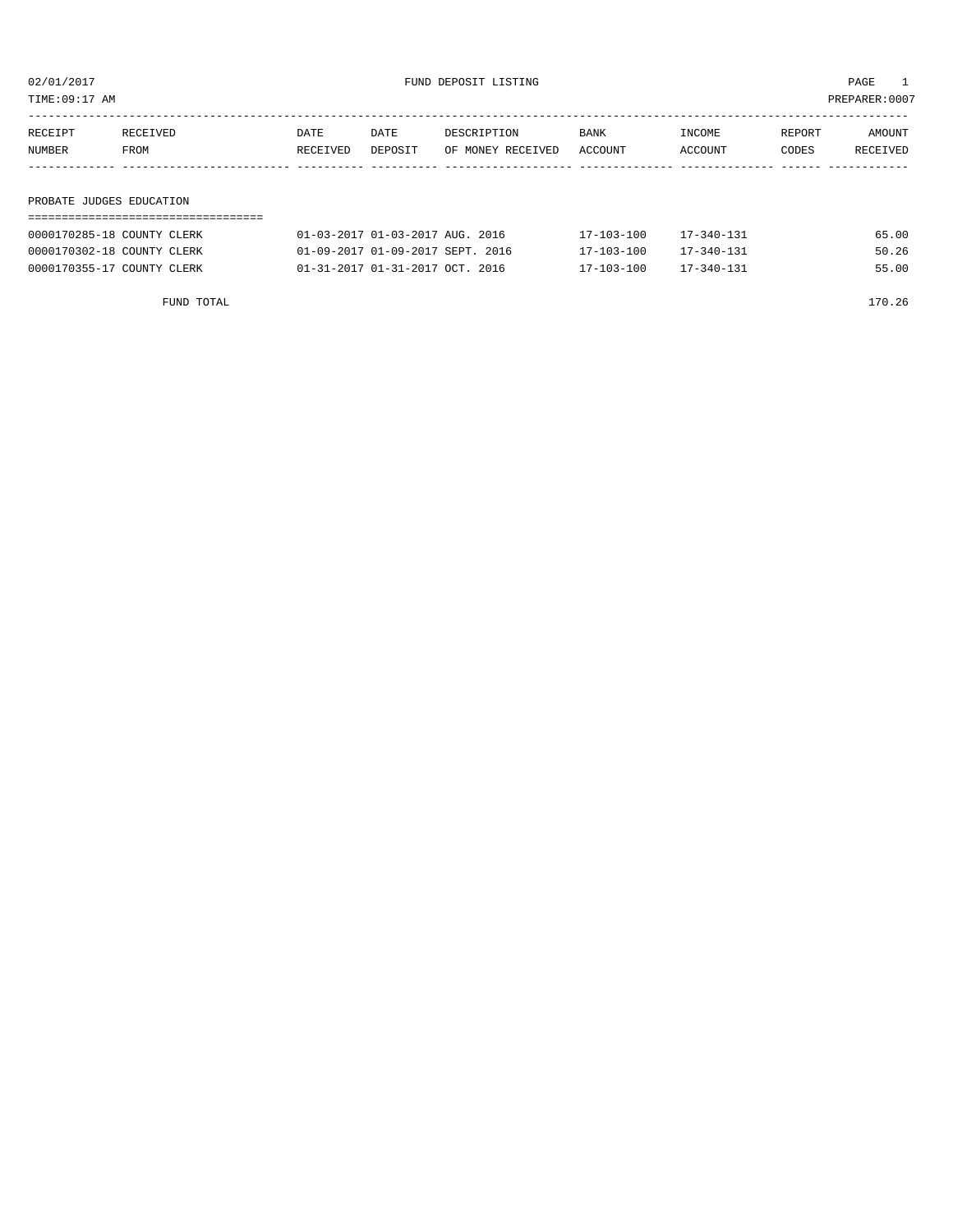02/01/2017 FUND DEPOSIT LISTING

TIME:09:17 AM PREPARER:0007

| RECEIPT NUMBER | RECEIVED FROM | DATE RECEIVED | DATE DEPOSIT | DESCRIPTION OF MONEY RECEIVED | BANK ACCOUNT | INCOME ACCOUNT | REPORT CODES | AMOUNT RECEIVED |
|---|---|---|---|---|---|---|---|---|
| **PROBATE JUDGES EDUCATION** | | | | | | | | |
| 0000170285-18 | COUNTY CLERK | 01-03-2017 | 01-03-2017 | AUG. 2016 | 17-103-100 | 17-340-131 | | 65.00 |
| 0000170302-18 | COUNTY CLERK | 01-09-2017 | 01-09-2017 | SEPT. 2016 | 17-103-100 | 17-340-131 | | 50.26 |
| 0000170355-17 | COUNTY CLERK | 01-31-2017 | 01-31-2017 | OCT. 2016 | 17-103-100 | 17-340-131 | | 55.00 |
| | FUND TOTAL | | | | | | | 170.26 |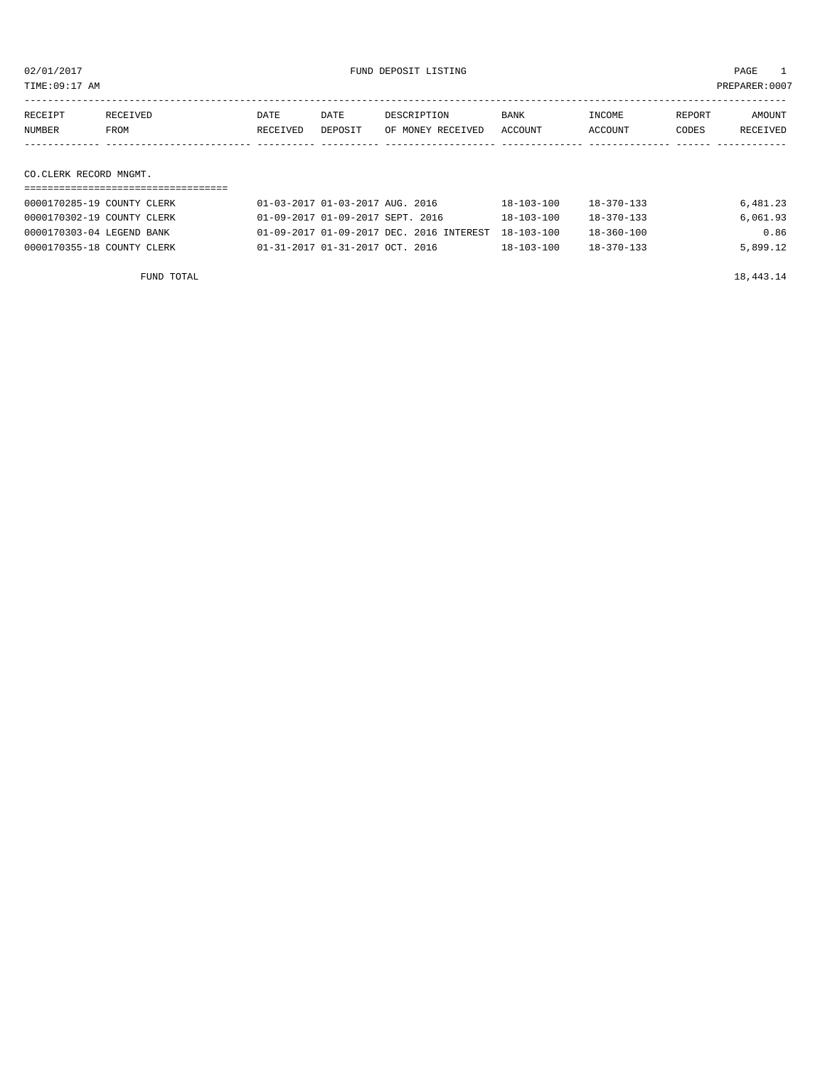02/01/2017 FUND DEPOSIT LISTING

TIME:09:17 AM PREPARER:0007

| RECEIPT NUMBER | RECEIVED FROM | DATE RECEIVED | DATE DEPOSIT | DESCRIPTION OF MONEY RECEIVED | BANK ACCOUNT | INCOME ACCOUNT | REPORT CODES | AMOUNT RECEIVED |
|---|---|---|---|---|---|---|---|---|

## CO.CLERK RECORD MNGMT.

| RECEIPT NUMBER | RECEIVED FROM | DATE RECEIVED | DATE DEPOSIT | DESCRIPTION OF MONEY RECEIVED | BANK ACCOUNT | INCOME ACCOUNT | REPORT CODES | AMOUNT RECEIVED |
|---|---|---|---|---|---|---|---|---|
| 0000170285-19 | COUNTY CLERK | 01-03-2017 | 01-03-2017 | AUG. 2016 | 18-103-100 | 18-370-133 | | 6,481.23 |
| 0000170302-19 | COUNTY CLERK | 01-09-2017 | 01-09-2017 | SEPT. 2016 | 18-103-100 | 18-370-133 | | 6,061.93 |
| 0000170303-04 | LEGEND BANK | 01-09-2017 | 01-09-2017 | DEC. 2016 INTEREST | 18-103-100 | 18-360-100 | | 0.86 |
| 0000170355-18 | COUNTY CLERK | 01-31-2017 | 01-31-2017 | OCT. 2016 | 18-103-100 | 18-370-133 | | 5,899.12 |
| | FUND TOTAL | | | | | | | 18,443.14 |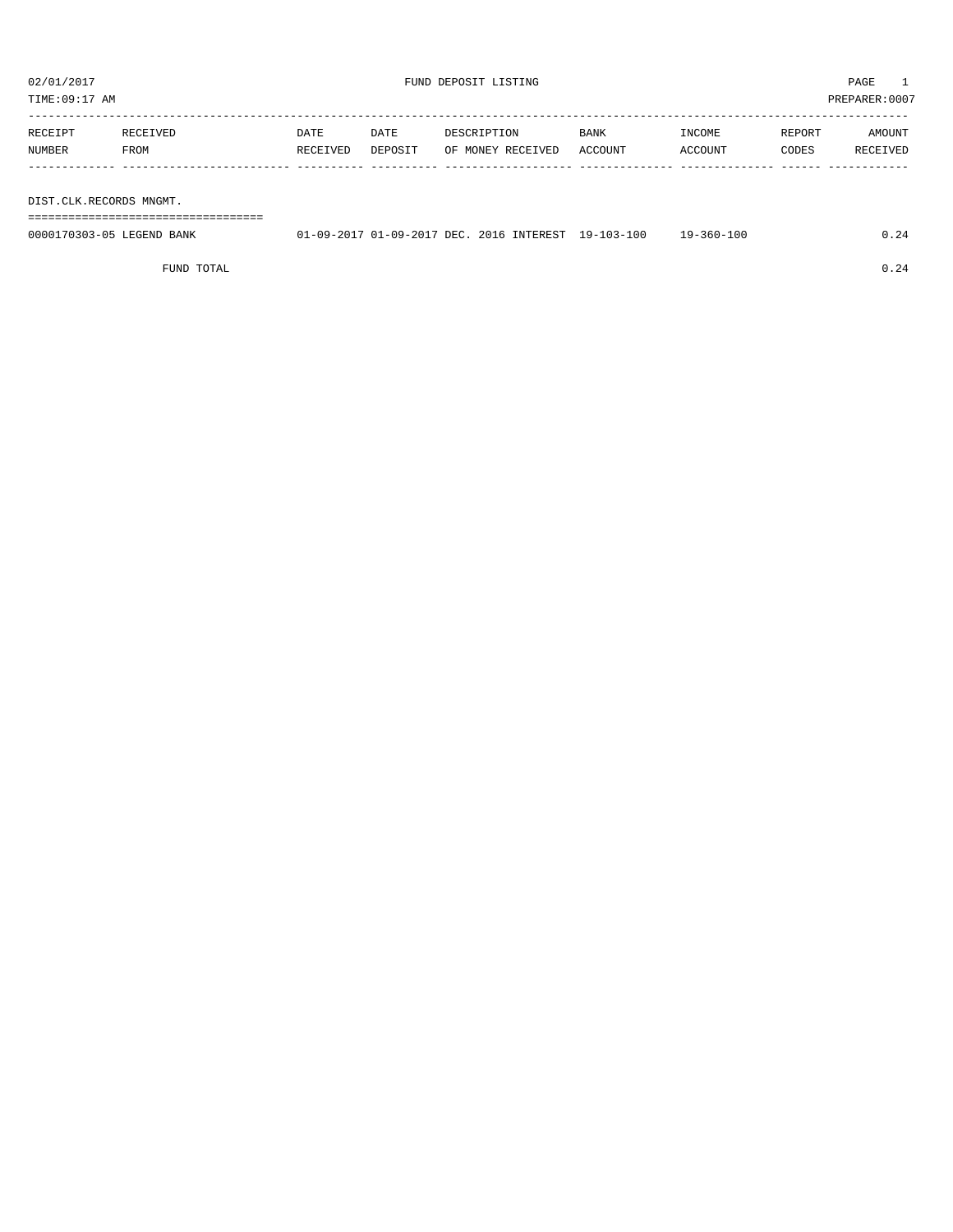02/01/2017 FUND DEPOSIT LISTING PAGE 1

TIME:09:17 AM PREPARER:0007

| RECEIPT NUMBER | RECEIVED FROM | DATE RECEIVED | DATE DEPOSIT | DESCRIPTION OF MONEY RECEIVED | BANK ACCOUNT | INCOME ACCOUNT | REPORT CODES | AMOUNT RECEIVED |
|---|---|---|---|---|---|---|---|---|
| **DIST.CLK.RECORDS MNGMT.** | | | | | | | | |
| 0000170303-05 | LEGEND BANK | 01-09-2017 | 01-09-2017 | DEC. 2016 INTEREST | 19-103-100 | 19-360-100 | | 0.24 |
| | FUND TOTAL | | | | | | | 0.24 |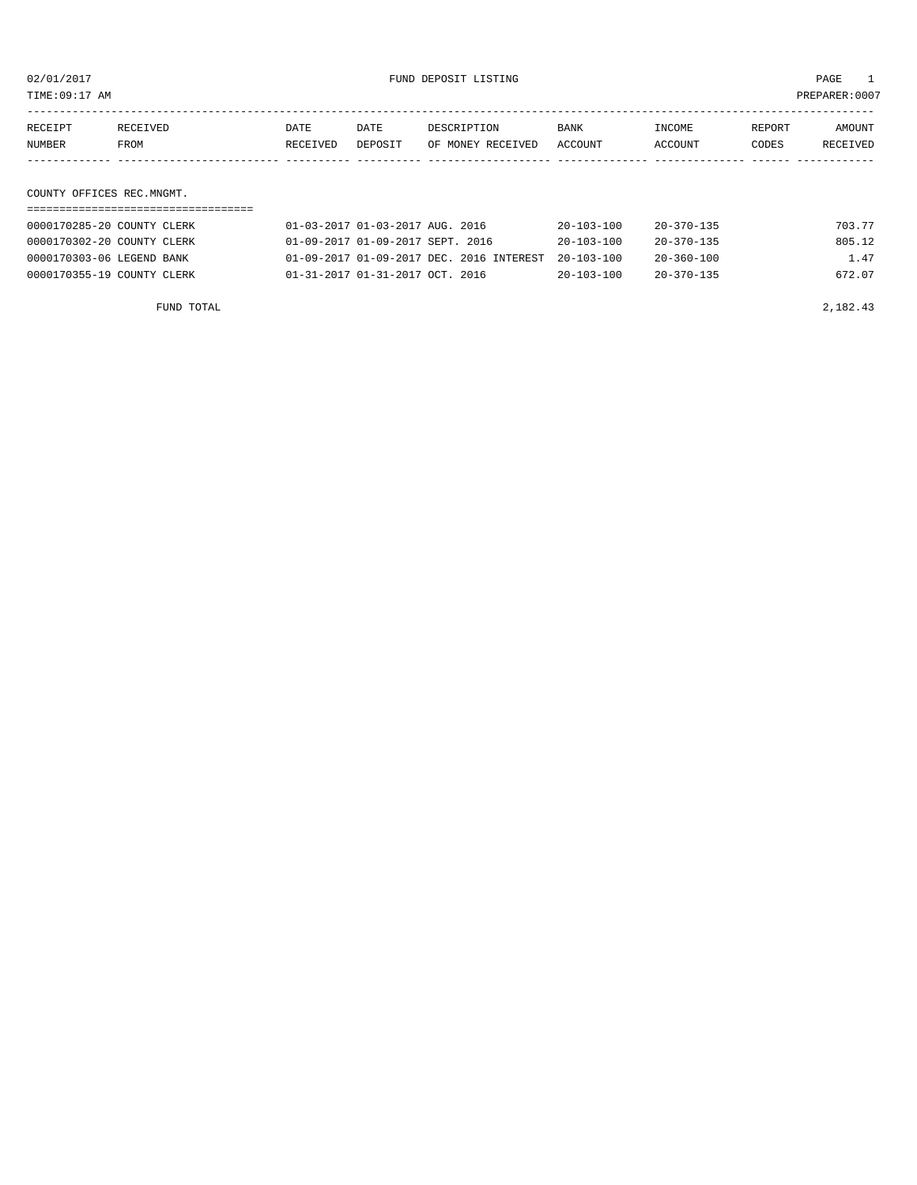02/01/2017 FUND DEPOSIT LISTING

TIME:09:17 AM PREPARER:0007

| RECEIPT NUMBER | RECEIVED FROM | DATE RECEIVED | DATE DEPOSIT | DESCRIPTION OF MONEY RECEIVED | BANK ACCOUNT | INCOME ACCOUNT | REPORT CODES | AMOUNT RECEIVED |
|---|---|---|---|---|---|---|---|---|
| **COUNTY OFFICES REC.MNGMT.** | | | | | | | | |
| 0000170285-20 | COUNTY CLERK | 01-03-2017 | 01-03-2017 | AUG. 2016 | 20-103-100 | 20-370-135 | | 703.77 |
| 0000170302-20 | COUNTY CLERK | 01-09-2017 | 01-09-2017 | SEPT. 2016 | 20-103-100 | 20-370-135 | | 805.12 |
| 0000170303-06 | LEGEND BANK | 01-09-2017 | 01-09-2017 | DEC. 2016 INTEREST | 20-103-100 | 20-360-100 | | 1.47 |
| 0000170355-19 | COUNTY CLERK | 01-31-2017 | 01-31-2017 | OCT. 2016 | 20-103-100 | 20-370-135 | | 672.07 |
| | FUND TOTAL | | | | | | | 2,182.43 |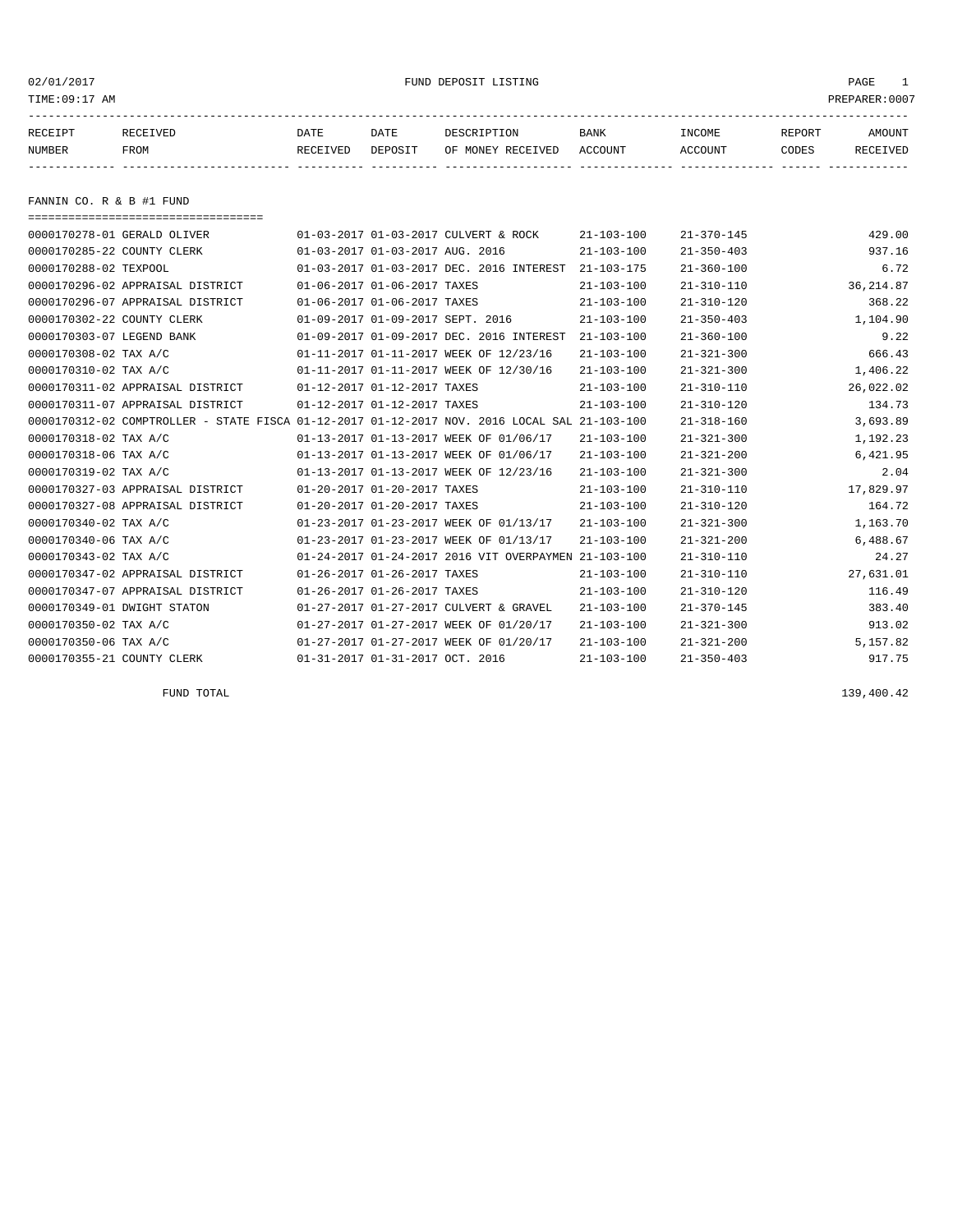FUND DEPOSIT LISTING

02/01/2017
TIME:09:17 AM
PREPARER:0007

| RECEIPT NUMBER | RECEIVED FROM | DATE RECEIVED | DATE DEPOSIT | DESCRIPTION OF MONEY RECEIVED | BANK ACCOUNT | INCOME ACCOUNT | REPORT CODES | AMOUNT RECEIVED |
|---|---|---|---|---|---|---|---|---|

## FANNIN CO. R & B #1 FUND

| RECEIPT NUMBER | RECEIVED FROM | DATE RECEIVED | DATE DEPOSIT | DESCRIPTION OF MONEY RECEIVED | BANK ACCOUNT | INCOME ACCOUNT | REPORT CODES | AMOUNT RECEIVED |
|---|---|---|---|---|---|---|---|---|
| 0000170278-01 | GERALD OLIVER | 01-03-2017 | 01-03-2017 | CULVERT & ROCK | 21-103-100 | 21-370-145 | | 429.00 |
| 0000170285-22 | COUNTY CLERK | 01-03-2017 | 01-03-2017 | AUG. 2016 | 21-103-100 | 21-350-403 | | 937.16 |
| 0000170288-02 | TEXPOOL | 01-03-2017 | 01-03-2017 | DEC. 2016 INTEREST | 21-103-175 | 21-360-100 | | 6.72 |
| 0000170296-02 | APPRAISAL DISTRICT | 01-06-2017 | 01-06-2017 | TAXES | 21-103-100 | 21-310-110 | | 36,214.87 |
| 0000170296-07 | APPRAISAL DISTRICT | 01-06-2017 | 01-06-2017 | TAXES | 21-103-100 | 21-310-120 | | 368.22 |
| 0000170302-22 | COUNTY CLERK | 01-09-2017 | 01-09-2017 | SEPT. 2016 | 21-103-100 | 21-350-403 | | 1,104.90 |
| 0000170303-07 | LEGEND BANK | 01-09-2017 | 01-09-2017 | DEC. 2016 INTEREST | 21-103-100 | 21-360-100 | | 9.22 |
| 0000170308-02 | TAX A/C | 01-11-2017 | 01-11-2017 | WEEK OF 12/23/16 | 21-103-100 | 21-321-300 | | 666.43 |
| 0000170310-02 | TAX A/C | 01-11-2017 | 01-11-2017 | WEEK OF 12/30/16 | 21-103-100 | 21-321-300 | | 1,406.22 |
| 0000170311-02 | APPRAISAL DISTRICT | 01-12-2017 | 01-12-2017 | TAXES | 21-103-100 | 21-310-110 | | 26,022.02 |
| 0000170311-07 | APPRAISAL DISTRICT | 01-12-2017 | 01-12-2017 | TAXES | 21-103-100 | 21-310-120 | | 134.73 |
| 0000170312-02 | COMPTROLLER - STATE FISCA | 01-12-2017 | 01-12-2017 | NOV. 2016 LOCAL SAL | 21-103-100 | 21-318-160 | | 3,693.89 |
| 0000170318-02 | TAX A/C | 01-13-2017 | 01-13-2017 | WEEK OF 01/06/17 | 21-103-100 | 21-321-300 | | 1,192.23 |
| 0000170318-06 | TAX A/C | 01-13-2017 | 01-13-2017 | WEEK OF 01/06/17 | 21-103-100 | 21-321-200 | | 6,421.95 |
| 0000170319-02 | TAX A/C | 01-13-2017 | 01-13-2017 | WEEK OF 12/23/16 | 21-103-100 | 21-321-300 | | 2.04 |
| 0000170327-03 | APPRAISAL DISTRICT | 01-20-2017 | 01-20-2017 | TAXES | 21-103-100 | 21-310-110 | | 17,829.97 |
| 0000170327-08 | APPRAISAL DISTRICT | 01-20-2017 | 01-20-2017 | TAXES | 21-103-100 | 21-310-120 | | 164.72 |
| 0000170340-02 | TAX A/C | 01-23-2017 | 01-23-2017 | WEEK OF 01/13/17 | 21-103-100 | 21-321-300 | | 1,163.70 |
| 0000170340-06 | TAX A/C | 01-23-2017 | 01-23-2017 | WEEK OF 01/13/17 | 21-103-100 | 21-321-200 | | 6,488.67 |
| 0000170343-02 | TAX A/C | 01-24-2017 | 01-24-2017 | 2016 VIT OVERPAYMEN | 21-103-100 | 21-310-110 | | 24.27 |
| 0000170347-02 | APPRAISAL DISTRICT | 01-26-2017 | 01-26-2017 | TAXES | 21-103-100 | 21-310-110 | | 27,631.01 |
| 0000170347-07 | APPRAISAL DISTRICT | 01-26-2017 | 01-26-2017 | TAXES | 21-103-100 | 21-310-120 | | 116.49 |
| 0000170349-01 | DWIGHT STATON | 01-27-2017 | 01-27-2017 | CULVERT & GRAVEL | 21-103-100 | 21-370-145 | | 383.40 |
| 0000170350-02 | TAX A/C | 01-27-2017 | 01-27-2017 | WEEK OF 01/20/17 | 21-103-100 | 21-321-300 | | 913.02 |
| 0000170350-06 | TAX A/C | 01-27-2017 | 01-27-2017 | WEEK OF 01/20/17 | 21-103-100 | 21-321-200 | | 5,157.82 |
| 0000170355-21 | COUNTY CLERK | 01-31-2017 | 01-31-2017 | OCT. 2016 | 21-103-100 | 21-350-403 | | 917.75 |
| | FUND TOTAL | | | | | | | 139,400.42 |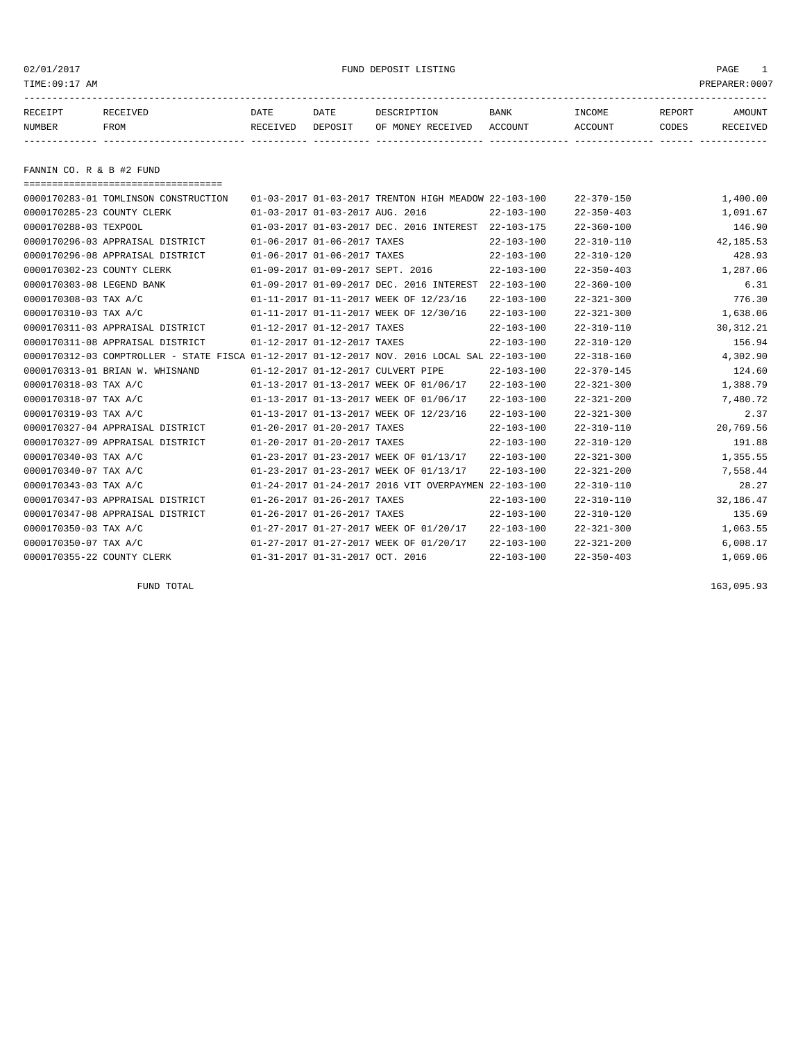02/01/2017 FUND DEPOSIT LISTING

TIME:09:17 AM PREPARER:0007

| RECEIPT NUMBER | RECEIVED FROM | DATE RECEIVED | DATE DEPOSIT | DESCRIPTION OF MONEY RECEIVED | BANK ACCOUNT | INCOME ACCOUNT | REPORT CODES | AMOUNT RECEIVED |
|---|---|---|---|---|---|---|---|---|

## FANNIN CO. R & B #2 FUND

| RECEIPT NUMBER | RECEIVED FROM | DATE RECEIVED | DATE DEPOSIT | DESCRIPTION OF MONEY RECEIVED | BANK ACCOUNT | INCOME ACCOUNT | REPORT CODES | AMOUNT RECEIVED |
|---|---|---|---|---|---|---|---|---|
| 0000170283-01 | TOMLINSON CONSTRUCTION | 01-03-2017 | 01-03-2017 | TRENTON HIGH MEADOW | 22-103-100 | 22-370-150 | | 1,400.00 |
| 0000170285-23 | COUNTY CLERK | 01-03-2017 | 01-03-2017 | AUG. 2016 | 22-103-100 | 22-350-403 | | 1,091.67 |
| 0000170288-03 | TEXPOOL | 01-03-2017 | 01-03-2017 | DEC. 2016 INTEREST | 22-103-175 | 22-360-100 | | 146.90 |
| 0000170296-03 | APPRAISAL DISTRICT | 01-06-2017 | 01-06-2017 | TAXES | 22-103-100 | 22-310-110 | | 42,185.53 |
| 0000170296-08 | APPRAISAL DISTRICT | 01-06-2017 | 01-06-2017 | TAXES | 22-103-100 | 22-310-120 | | 428.93 |
| 0000170302-23 | COUNTY CLERK | 01-09-2017 | 01-09-2017 | SEPT. 2016 | 22-103-100 | 22-350-403 | | 1,287.06 |
| 0000170303-08 | LEGEND BANK | 01-09-2017 | 01-09-2017 | DEC. 2016 INTEREST | 22-103-100 | 22-360-100 | | 6.31 |
| 0000170308-03 | TAX A/C | 01-11-2017 | 01-11-2017 | WEEK OF 12/23/16 | 22-103-100 | 22-321-300 | | 776.30 |
| 0000170310-03 | TAX A/C | 01-11-2017 | 01-11-2017 | WEEK OF 12/30/16 | 22-103-100 | 22-321-300 | | 1,638.06 |
| 0000170311-03 | APPRAISAL DISTRICT | 01-12-2017 | 01-12-2017 | TAXES | 22-103-100 | 22-310-110 | | 30,312.21 |
| 0000170311-08 | APPRAISAL DISTRICT | 01-12-2017 | 01-12-2017 | TAXES | 22-103-100 | 22-310-120 | | 156.94 |
| 0000170312-03 | COMPTROLLER - STATE FISCA | 01-12-2017 | 01-12-2017 | NOV. 2016 LOCAL SAL | 22-103-100 | 22-318-160 | | 4,302.90 |
| 0000170313-01 | BRIAN W. WHISNAND | 01-12-2017 | 01-12-2017 | CULVERT PIPE | 22-103-100 | 22-370-145 | | 124.60 |
| 0000170318-03 | TAX A/C | 01-13-2017 | 01-13-2017 | WEEK OF 01/06/17 | 22-103-100 | 22-321-300 | | 1,388.79 |
| 0000170318-07 | TAX A/C | 01-13-2017 | 01-13-2017 | WEEK OF 01/06/17 | 22-103-100 | 22-321-200 | | 7,480.72 |
| 0000170319-03 | TAX A/C | 01-13-2017 | 01-13-2017 | WEEK OF 12/23/16 | 22-103-100 | 22-321-300 | | 2.37 |
| 0000170327-04 | APPRAISAL DISTRICT | 01-20-2017 | 01-20-2017 | TAXES | 22-103-100 | 22-310-110 | | 20,769.56 |
| 0000170327-09 | APPRAISAL DISTRICT | 01-20-2017 | 01-20-2017 | TAXES | 22-103-100 | 22-310-120 | | 191.88 |
| 0000170340-03 | TAX A/C | 01-23-2017 | 01-23-2017 | WEEK OF 01/13/17 | 22-103-100 | 22-321-300 | | 1,355.55 |
| 0000170340-07 | TAX A/C | 01-23-2017 | 01-23-2017 | WEEK OF 01/13/17 | 22-103-100 | 22-321-200 | | 7,558.44 |
| 0000170343-03 | TAX A/C | 01-24-2017 | 01-24-2017 | 2016 VIT OVERPAYMEN | 22-103-100 | 22-310-110 | | 28.27 |
| 0000170347-03 | APPRAISAL DISTRICT | 01-26-2017 | 01-26-2017 | TAXES | 22-103-100 | 22-310-110 | | 32,186.47 |
| 0000170347-08 | APPRAISAL DISTRICT | 01-26-2017 | 01-26-2017 | TAXES | 22-103-100 | 22-310-120 | | 135.69 |
| 0000170350-03 | TAX A/C | 01-27-2017 | 01-27-2017 | WEEK OF 01/20/17 | 22-103-100 | 22-321-300 | | 1,063.55 |
| 0000170350-07 | TAX A/C | 01-27-2017 | 01-27-2017 | WEEK OF 01/20/17 | 22-103-100 | 22-321-200 | | 6,008.17 |
| 0000170355-22 | COUNTY CLERK | 01-31-2017 | 01-31-2017 | OCT. 2016 | 22-103-100 | 22-350-403 | | 1,069.06 |

FUND TOTAL 163,095.93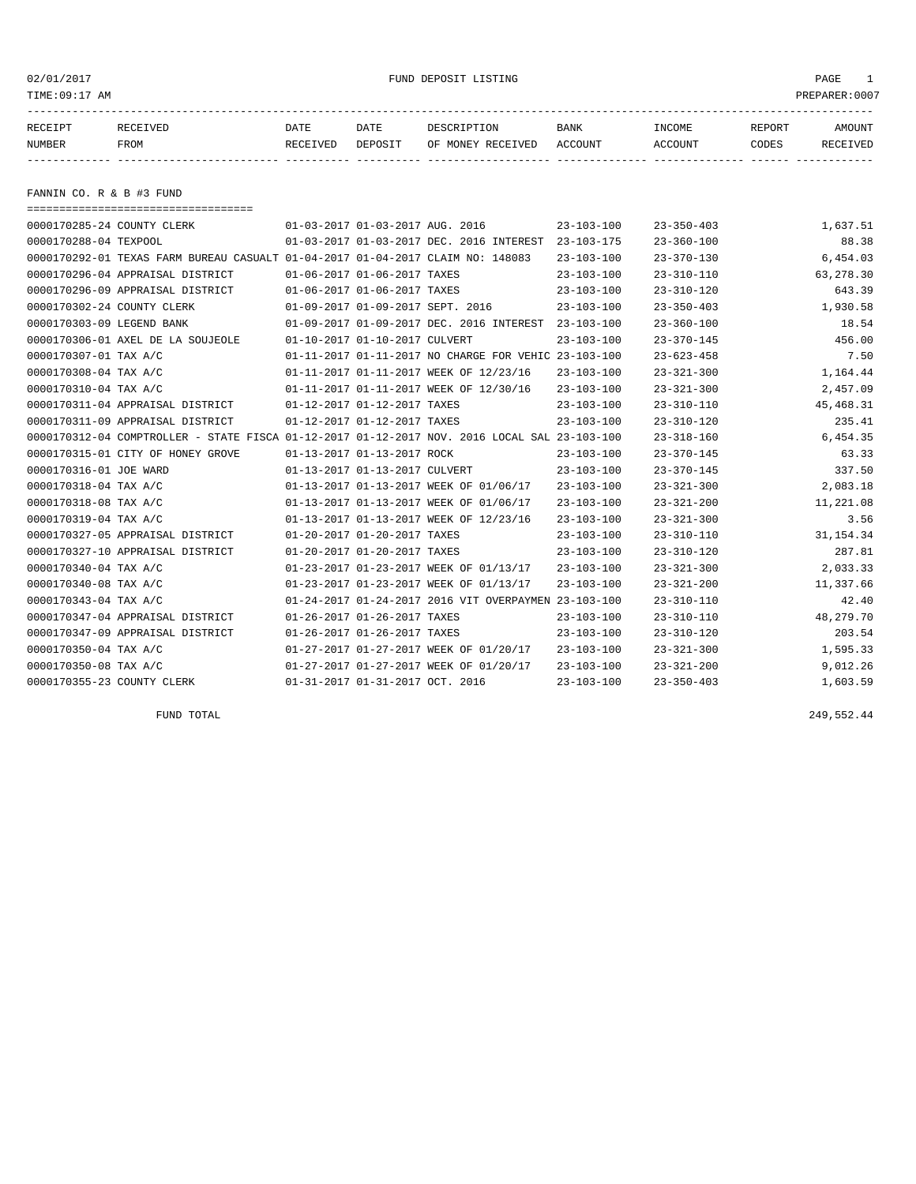02/01/2017 FUND DEPOSIT LISTING
TIME:09:17 AM PREPARER:0007

| RECEIPT NUMBER | RECEIVED FROM | DATE RECEIVED | DATE DEPOSIT | DESCRIPTION OF MONEY RECEIVED | BANK ACCOUNT | INCOME ACCOUNT | REPORT CODES | AMOUNT RECEIVED |
|---|---|---|---|---|---|---|---|---|

## FANNIN CO. R & B #3 FUND

| RECEIPT NUMBER | RECEIVED FROM | DATE RECEIVED | DATE DEPOSIT | DESCRIPTION OF MONEY RECEIVED | BANK ACCOUNT | INCOME ACCOUNT | REPORT CODES | AMOUNT RECEIVED |
|---|---|---|---|---|---|---|---|---|
| 0000170285-24 | COUNTY CLERK | 01-03-2017 | 01-03-2017 | AUG. 2016 | 23-103-100 | 23-350-403 | | 1,637.51 |
| 0000170288-04 | TEXPOOL | 01-03-2017 | 01-03-2017 | DEC. 2016 INTEREST | 23-103-175 | 23-360-100 | | 88.38 |
| 0000170292-01 | TEXAS FARM BUREAU CASUALT | 01-04-2017 | 01-04-2017 | CLAIM NO: 148083 | 23-103-100 | 23-370-130 | | 6,454.03 |
| 0000170296-04 | APPRAISAL DISTRICT | 01-06-2017 | 01-06-2017 | TAXES | 23-103-100 | 23-310-110 | | 63,278.30 |
| 0000170296-09 | APPRAISAL DISTRICT | 01-06-2017 | 01-06-2017 | TAXES | 23-103-100 | 23-310-120 | | 643.39 |
| 0000170302-24 | COUNTY CLERK | 01-09-2017 | 01-09-2017 | SEPT. 2016 | 23-103-100 | 23-350-403 | | 1,930.58 |
| 0000170303-09 | LEGEND BANK | 01-09-2017 | 01-09-2017 | DEC. 2016 INTEREST | 23-103-100 | 23-360-100 | | 18.54 |
| 0000170306-01 | AXEL DE LA SOUJEOLE | 01-10-2017 | 01-10-2017 | CULVERT | 23-103-100 | 23-370-145 | | 456.00 |
| 0000170307-01 | TAX A/C | 01-11-2017 | 01-11-2017 | NO CHARGE FOR VEHIC | 23-103-100 | 23-623-458 | | 7.50 |
| 0000170308-04 | TAX A/C | 01-11-2017 | 01-11-2017 | WEEK OF 12/23/16 | 23-103-100 | 23-321-300 | | 1,164.44 |
| 0000170310-04 | TAX A/C | 01-11-2017 | 01-11-2017 | WEEK OF 12/30/16 | 23-103-100 | 23-321-300 | | 2,457.09 |
| 0000170311-04 | APPRAISAL DISTRICT | 01-12-2017 | 01-12-2017 | TAXES | 23-103-100 | 23-310-110 | | 45,468.31 |
| 0000170311-09 | APPRAISAL DISTRICT | 01-12-2017 | 01-12-2017 | TAXES | 23-103-100 | 23-310-120 | | 235.41 |
| 0000170312-04 | COMPTROLLER - STATE FISCA | 01-12-2017 | 01-12-2017 | NOV. 2016 LOCAL SAL | 23-103-100 | 23-318-160 | | 6,454.35 |
| 0000170315-01 | CITY OF HONEY GROVE | 01-13-2017 | 01-13-2017 | ROCK | 23-103-100 | 23-370-145 | | 63.33 |
| 0000170316-01 | JOE WARD | 01-13-2017 | 01-13-2017 | CULVERT | 23-103-100 | 23-370-145 | | 337.50 |
| 0000170318-04 | TAX A/C | 01-13-2017 | 01-13-2017 | WEEK OF 01/06/17 | 23-103-100 | 23-321-300 | | 2,083.18 |
| 0000170318-08 | TAX A/C | 01-13-2017 | 01-13-2017 | WEEK OF 01/06/17 | 23-103-100 | 23-321-200 | | 11,221.08 |
| 0000170319-04 | TAX A/C | 01-13-2017 | 01-13-2017 | WEEK OF 12/23/16 | 23-103-100 | 23-321-300 | | 3.56 |
| 0000170327-05 | APPRAISAL DISTRICT | 01-20-2017 | 01-20-2017 | TAXES | 23-103-100 | 23-310-110 | | 31,154.34 |
| 0000170327-10 | APPRAISAL DISTRICT | 01-20-2017 | 01-20-2017 | TAXES | 23-103-100 | 23-310-120 | | 287.81 |
| 0000170340-04 | TAX A/C | 01-23-2017 | 01-23-2017 | WEEK OF 01/13/17 | 23-103-100 | 23-321-300 | | 2,033.33 |
| 0000170340-08 | TAX A/C | 01-23-2017 | 01-23-2017 | WEEK OF 01/13/17 | 23-103-100 | 23-321-200 | | 11,337.66 |
| 0000170343-04 | TAX A/C | 01-24-2017 | 01-24-2017 | 2016 VIT OVERPAYMEN | 23-103-100 | 23-310-110 | | 42.40 |
| 0000170347-04 | APPRAISAL DISTRICT | 01-26-2017 | 01-26-2017 | TAXES | 23-103-100 | 23-310-110 | | 48,279.70 |
| 0000170347-09 | APPRAISAL DISTRICT | 01-26-2017 | 01-26-2017 | TAXES | 23-103-100 | 23-310-120 | | 203.54 |
| 0000170350-04 | TAX A/C | 01-27-2017 | 01-27-2017 | WEEK OF 01/20/17 | 23-103-100 | 23-321-300 | | 1,595.33 |
| 0000170350-08 | TAX A/C | 01-27-2017 | 01-27-2017 | WEEK OF 01/20/17 | 23-103-100 | 23-321-200 | | 9,012.26 |
| 0000170355-23 | COUNTY CLERK | 01-31-2017 | 01-31-2017 | OCT. 2016 | 23-103-100 | 23-350-403 | | 1,603.59 |

FUND TOTAL 249,552.44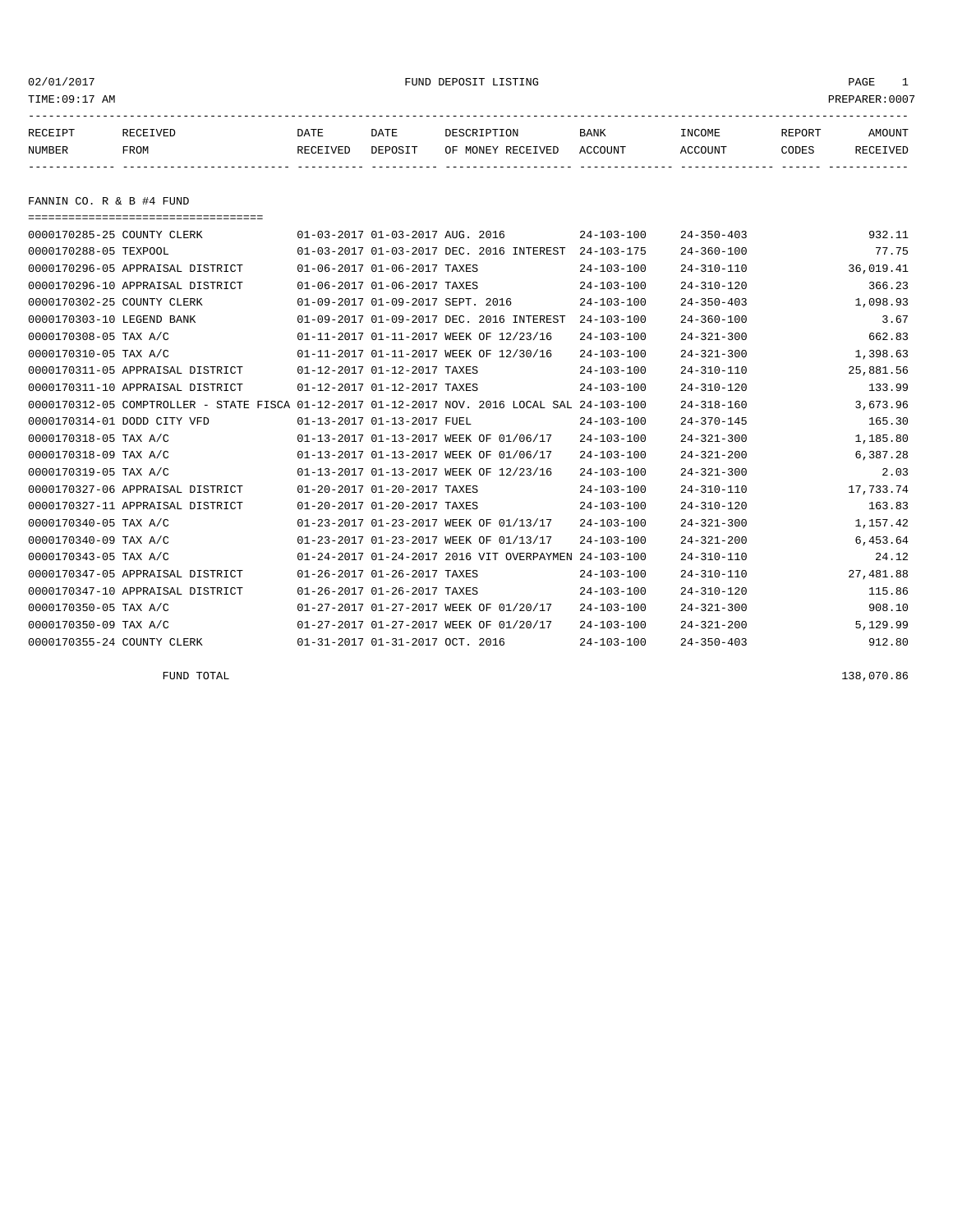02/01/2017 FUND DEPOSIT LISTING

TIME:09:17 AM PREPARER:0007

| RECEIPT NUMBER | RECEIVED FROM | DATE RECEIVED | DATE DEPOSIT | DESCRIPTION OF MONEY RECEIVED | BANK ACCOUNT | INCOME ACCOUNT | REPORT CODES | AMOUNT RECEIVED |
|---|---|---|---|---|---|---|---|---|

## FANNIN CO. R & B #4 FUND

| RECEIPT NUMBER | RECEIVED FROM | DATE RECEIVED | DATE DEPOSIT | DESCRIPTION OF MONEY RECEIVED | BANK ACCOUNT | INCOME ACCOUNT | REPORT CODES | AMOUNT RECEIVED |
|---|---|---|---|---|---|---|---|---|
| 0000170285-25 | COUNTY CLERK | 01-03-2017 | 01-03-2017 | AUG. 2016 | 24-103-100 | 24-350-403 | | 932.11 |
| 0000170288-05 | TEXPOOL | 01-03-2017 | 01-03-2017 | DEC. 2016 INTEREST | 24-103-175 | 24-360-100 | | 77.75 |
| 0000170296-05 | APPRAISAL DISTRICT | 01-06-2017 | 01-06-2017 | TAXES | 24-103-100 | 24-310-110 | | 36,019.41 |
| 0000170296-10 | APPRAISAL DISTRICT | 01-06-2017 | 01-06-2017 | TAXES | 24-103-100 | 24-310-120 | | 366.23 |
| 0000170302-25 | COUNTY CLERK | 01-09-2017 | 01-09-2017 | SEPT. 2016 | 24-103-100 | 24-350-403 | | 1,098.93 |
| 0000170303-10 | LEGEND BANK | 01-09-2017 | 01-09-2017 | DEC. 2016 INTEREST | 24-103-100 | 24-360-100 | | 3.67 |
| 0000170308-05 | TAX A/C | 01-11-2017 | 01-11-2017 | WEEK OF 12/23/16 | 24-103-100 | 24-321-300 | | 662.83 |
| 0000170310-05 | TAX A/C | 01-11-2017 | 01-11-2017 | WEEK OF 12/30/16 | 24-103-100 | 24-321-300 | | 1,398.63 |
| 0000170311-05 | APPRAISAL DISTRICT | 01-12-2017 | 01-12-2017 | TAXES | 24-103-100 | 24-310-110 | | 25,881.56 |
| 0000170311-10 | APPRAISAL DISTRICT | 01-12-2017 | 01-12-2017 | TAXES | 24-103-100 | 24-310-120 | | 133.99 |
| 0000170312-05 | COMPTROLLER - STATE FISCA | 01-12-2017 | 01-12-2017 | NOV. 2016 LOCAL SAL | 24-103-100 | 24-318-160 | | 3,673.96 |
| 0000170314-01 | DODD CITY VFD | 01-13-2017 | 01-13-2017 | FUEL | 24-103-100 | 24-370-145 | | 165.30 |
| 0000170318-05 | TAX A/C | 01-13-2017 | 01-13-2017 | WEEK OF 01/06/17 | 24-103-100 | 24-321-300 | | 1,185.80 |
| 0000170318-09 | TAX A/C | 01-13-2017 | 01-13-2017 | WEEK OF 01/06/17 | 24-103-100 | 24-321-200 | | 6,387.28 |
| 0000170319-05 | TAX A/C | 01-13-2017 | 01-13-2017 | WEEK OF 12/23/16 | 24-103-100 | 24-321-300 | | 2.03 |
| 0000170327-06 | APPRAISAL DISTRICT | 01-20-2017 | 01-20-2017 | TAXES | 24-103-100 | 24-310-110 | | 17,733.74 |
| 0000170327-11 | APPRAISAL DISTRICT | 01-20-2017 | 01-20-2017 | TAXES | 24-103-100 | 24-310-120 | | 163.83 |
| 0000170340-05 | TAX A/C | 01-23-2017 | 01-23-2017 | WEEK OF 01/13/17 | 24-103-100 | 24-321-300 | | 1,157.42 |
| 0000170340-09 | TAX A/C | 01-23-2017 | 01-23-2017 | WEEK OF 01/13/17 | 24-103-100 | 24-321-200 | | 6,453.64 |
| 0000170343-05 | TAX A/C | 01-24-2017 | 01-24-2017 | 2016 VIT OVERPAYMEN | 24-103-100 | 24-310-110 | | 24.12 |
| 0000170347-05 | APPRAISAL DISTRICT | 01-26-2017 | 01-26-2017 | TAXES | 24-103-100 | 24-310-110 | | 27,481.88 |
| 0000170347-10 | APPRAISAL DISTRICT | 01-26-2017 | 01-26-2017 | TAXES | 24-103-100 | 24-310-120 | | 115.86 |
| 0000170350-05 | TAX A/C | 01-27-2017 | 01-27-2017 | WEEK OF 01/20/17 | 24-103-100 | 24-321-300 | | 908.10 |
| 0000170350-09 | TAX A/C | 01-27-2017 | 01-27-2017 | WEEK OF 01/20/17 | 24-103-100 | 24-321-200 | | 5,129.99 |
| 0000170355-24 | COUNTY CLERK | 01-31-2017 | 01-31-2017 | OCT. 2016 | 24-103-100 | 24-350-403 | | 912.80 |
| | FUND TOTAL | | | | | | | 138,070.86 |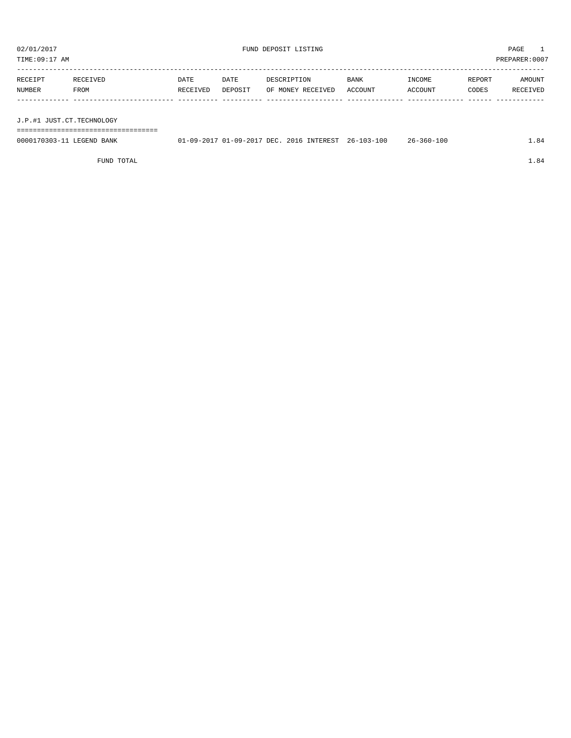02/01/2017 FUND DEPOSIT LISTING PAGE 1

TIME:09:17 AM PREPARER:0007

| RECEIPT NUMBER | RECEIVED FROM | DATE RECEIVED | DATE DEPOSIT | DESCRIPTION OF MONEY RECEIVED | BANK ACCOUNT | INCOME ACCOUNT | REPORT CODES | AMOUNT RECEIVED |
|---|---|---|---|---|---|---|---|---|

J.P.#1 JUST.CT.TECHNOLOGY

| RECEIPT NUMBER | RECEIVED FROM | DATE RECEIVED | DATE DEPOSIT | DESCRIPTION OF MONEY RECEIVED | BANK ACCOUNT | INCOME ACCOUNT | REPORT CODES | AMOUNT RECEIVED |
|---|---|---|---|---|---|---|---|---|
| 0000170303-11 | LEGEND BANK | 01-09-2017 | 01-09-2017 | DEC. 2016 INTEREST | 26-103-100 | 26-360-100 | | 1.84 |

FUND TOTAL 1.84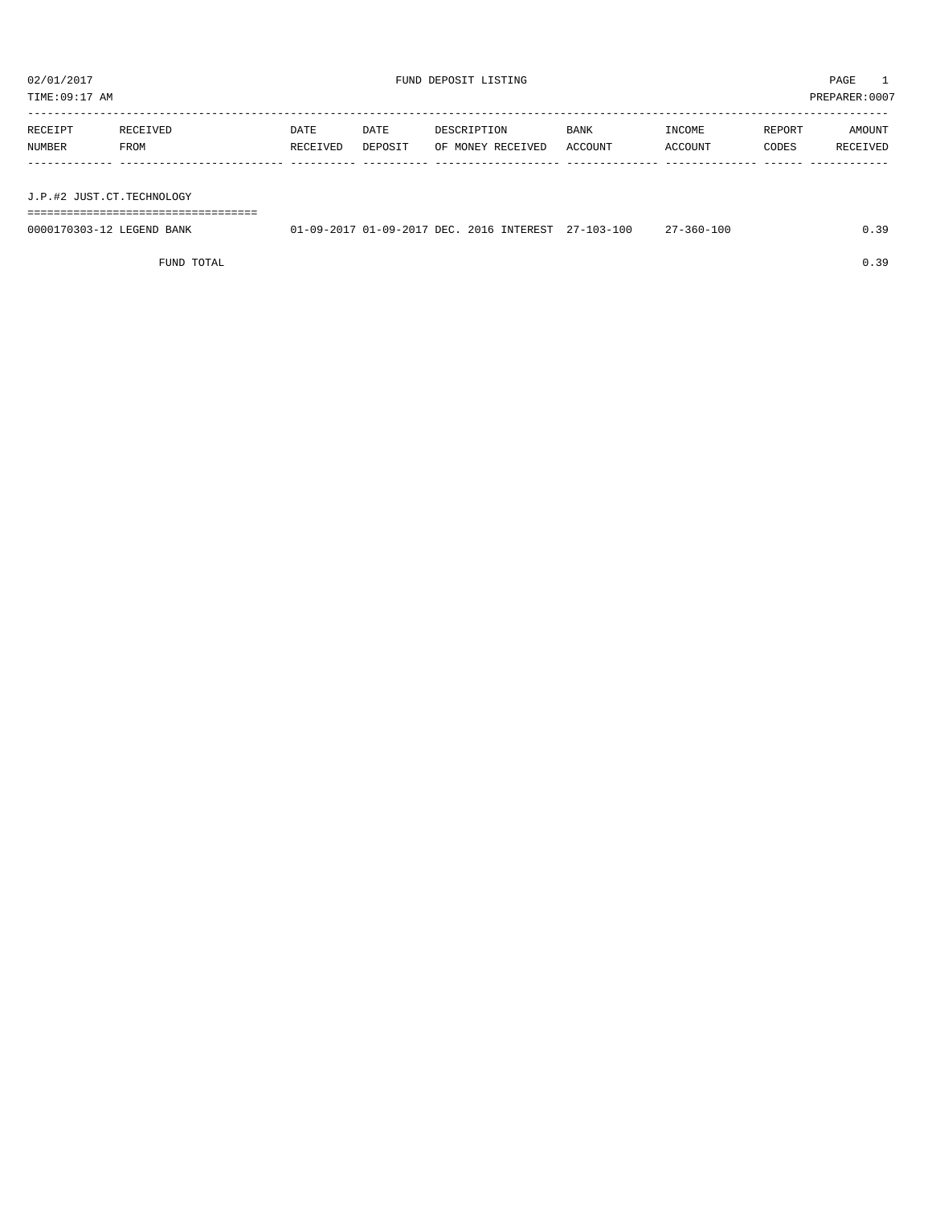02/01/2017 FUND DEPOSIT LISTING PAGE 1
TIME:09:17 AM PREPARER:0007

| RECEIPT NUMBER | RECEIVED FROM | DATE RECEIVED | DATE DEPOSIT | DESCRIPTION OF MONEY RECEIVED | BANK ACCOUNT | INCOME ACCOUNT | REPORT CODES | AMOUNT RECEIVED |
|---|---|---|---|---|---|---|---|---|
| J.P.#2 JUST.CT.TECHNOLOGY | | | | | | | | |
| 0000170303-12 | LEGEND BANK | 01-09-2017 | 01-09-2017 | DEC. 2016 INTEREST | 27-103-100 | 27-360-100 | | 0.39 |
| | FUND TOTAL | | | | | | | 0.39 |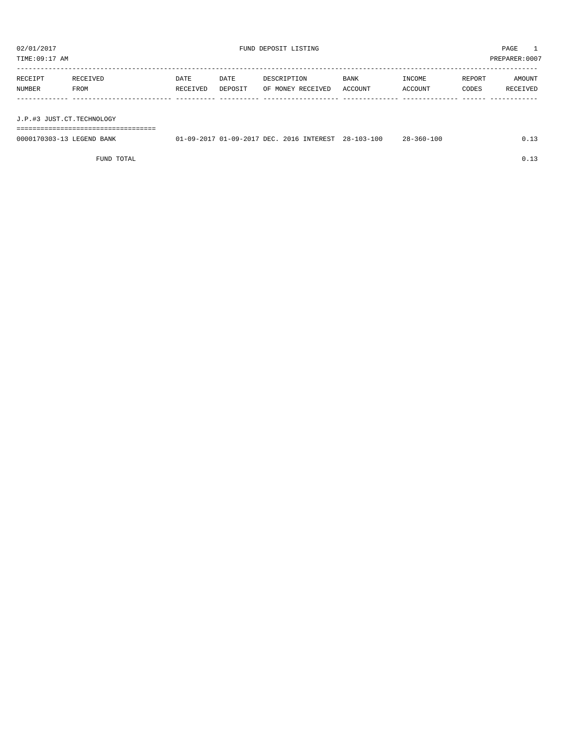02/01/2017 FUND DEPOSIT LISTING PAGE 1
TIME:09:17 AM PREPARER:0007

| RECEIPT NUMBER | RECEIVED FROM | DATE RECEIVED | DATE DEPOSIT | DESCRIPTION OF MONEY RECEIVED | BANK ACCOUNT | INCOME ACCOUNT | REPORT CODES | AMOUNT RECEIVED |
|---|---|---|---|---|---|---|---|---|
| J.P.#3 JUST.CT.TECHNOLOGY | | | | | | | | |
| 0000170303-13 | LEGEND BANK | 01-09-2017 | 01-09-2017 | DEC. 2016 INTEREST | 28-103-100 | 28-360-100 | | 0.13 |
| | FUND TOTAL | | | | | | | 0.13 |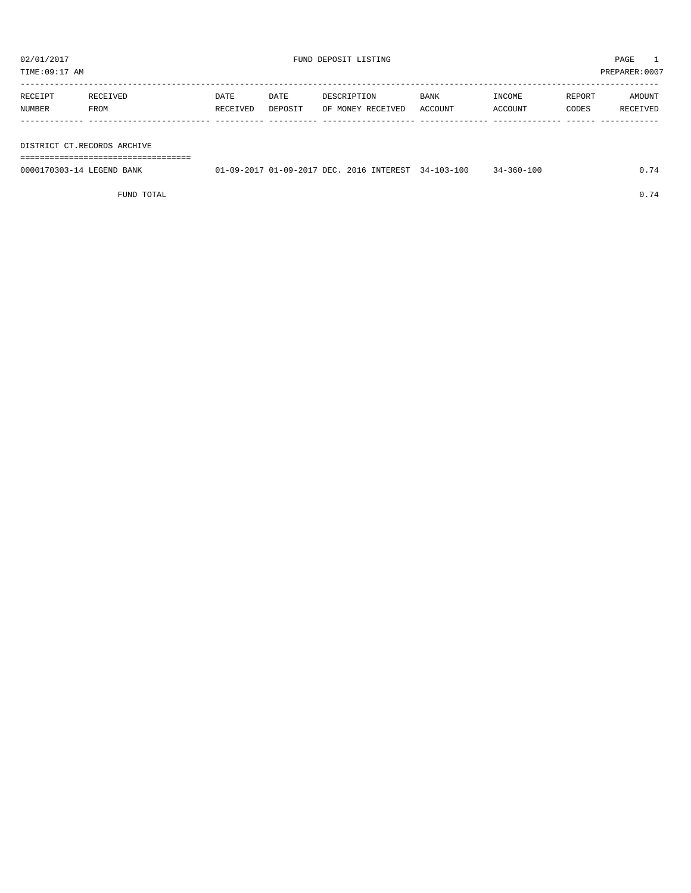02/01/2017 FUND DEPOSIT LISTING

TIME:09:17 AM PREPARER:0007

| RECEIPT NUMBER | RECEIVED FROM | DATE RECEIVED | DATE DEPOSIT | DESCRIPTION OF MONEY RECEIVED | BANK ACCOUNT | INCOME ACCOUNT | REPORT CODES | AMOUNT RECEIVED |
|---|---|---|---|---|---|---|---|---|
| **DISTRICT CT.RECORDS ARCHIVE** | | | | | | | | |
| 0000170303-14 | LEGEND BANK | 01-09-2017 | 01-09-2017 | DEC. 2016 INTEREST | 34-103-100 | 34-360-100 | | 0.74 |
| | FUND TOTAL | | | | | | | 0.74 |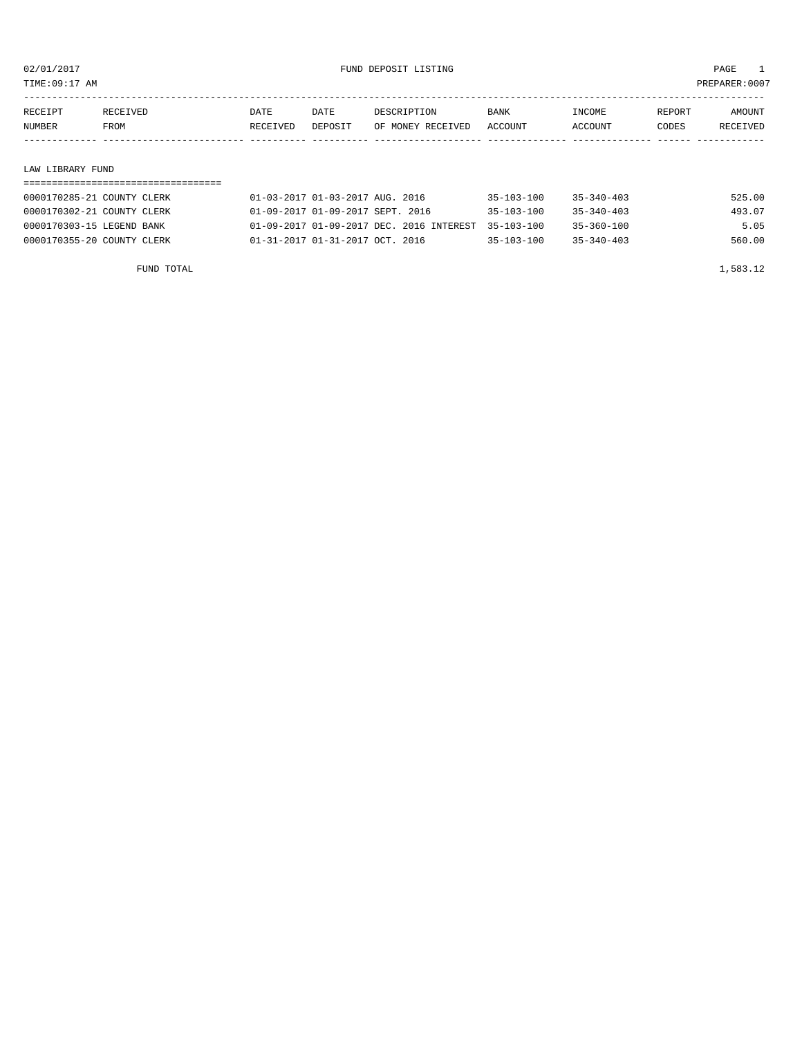02/01/2017 FUND DEPOSIT LISTING

TIME:09:17 AM PREPARER:0007

| RECEIPT NUMBER | RECEIVED FROM | DATE RECEIVED | DATE DEPOSIT | DESCRIPTION OF MONEY RECEIVED | BANK ACCOUNT | INCOME ACCOUNT | REPORT CODES | AMOUNT RECEIVED |
|---|---|---|---|---|---|---|---|---|
| **LAW LIBRARY FUND** | | | | | | | | |
| 0000170285-21 | COUNTY CLERK | 01-03-2017 | 01-03-2017 | AUG. 2016 | 35-103-100 | 35-340-403 | | 525.00 |
| 0000170302-21 | COUNTY CLERK | 01-09-2017 | 01-09-2017 | SEPT. 2016 | 35-103-100 | 35-340-403 | | 493.07 |
| 0000170303-15 | LEGEND BANK | 01-09-2017 | 01-09-2017 | DEC. 2016 INTEREST | 35-103-100 | 35-360-100 | | 5.05 |
| 0000170355-20 | COUNTY CLERK | 01-31-2017 | 01-31-2017 | OCT. 2016 | 35-103-100 | 35-340-403 | | 560.00 |
| | FUND TOTAL | | | | | | | 1,583.12 |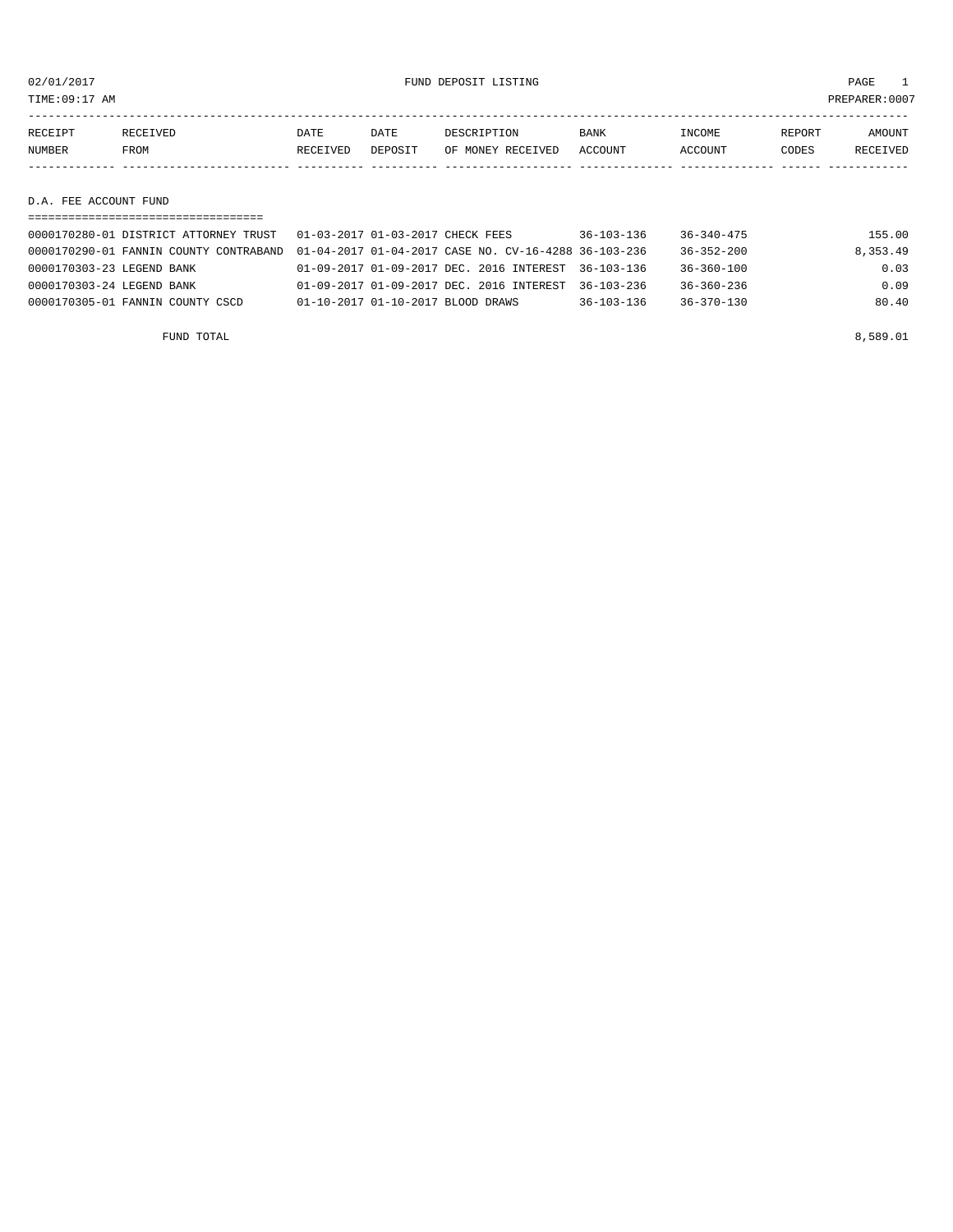02/01/2017 FUND DEPOSIT LISTING PAGE 1

TIME:09:17 AM PREPARER:0007

| RECEIPT NUMBER | RECEIVED FROM | DATE RECEIVED | DATE DEPOSIT | DESCRIPTION OF MONEY RECEIVED | BANK ACCOUNT | INCOME ACCOUNT | REPORT CODES | AMOUNT RECEIVED |
|---|---|---|---|---|---|---|---|---|
| **D.A. FEE ACCOUNT FUND** | | | | | | | | |
| 0000170280-01 | DISTRICT ATTORNEY TRUST | 01-03-2017 | 01-03-2017 | CHECK FEES | 36-103-136 | 36-340-475 | | 155.00 |
| 0000170290-01 | FANNIN COUNTY CONTRABAND | 01-04-2017 | 01-04-2017 | CASE NO. CV-16-4288 | 36-103-236 | 36-352-200 | | 8,353.49 |
| 0000170303-23 | LEGEND BANK | 01-09-2017 | 01-09-2017 | DEC. 2016 INTEREST | 36-103-136 | 36-360-100 | | 0.03 |
| 0000170303-24 | LEGEND BANK | 01-09-2017 | 01-09-2017 | DEC. 2016 INTEREST | 36-103-236 | 36-360-236 | | 0.09 |
| 0000170305-01 | FANNIN COUNTY CSCD | 01-10-2017 | 01-10-2017 | BLOOD DRAWS | 36-103-136 | 36-370-130 | | 80.40 |
| | FUND TOTAL | | | | | | | 8,589.01 |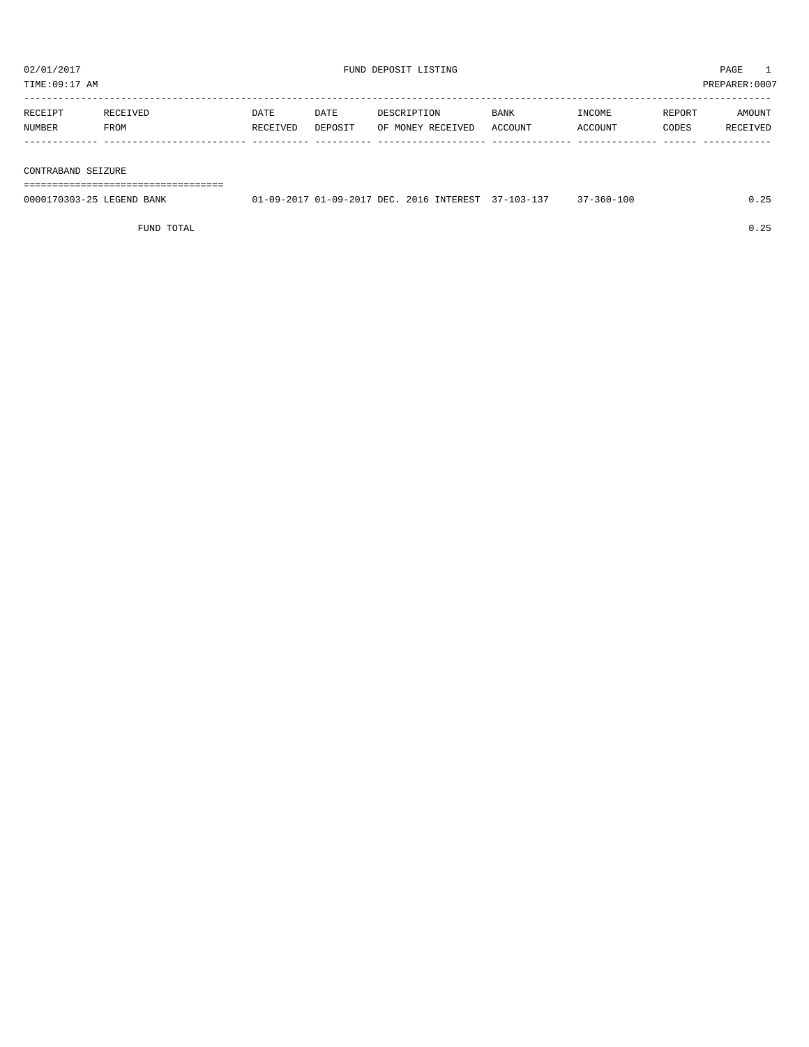02/01/2017 FUND DEPOSIT LISTING

TIME:09:17 AM PREPARER:0007

| RECEIPT NUMBER | RECEIVED FROM | DATE RECEIVED | DATE DEPOSIT | DESCRIPTION OF MONEY RECEIVED | BANK ACCOUNT | INCOME ACCOUNT | REPORT CODES | AMOUNT RECEIVED |
|---|---|---|---|---|---|---|---|---|
| **CONTRABAND SEIZURE** | | | | | | | | |
| 0000170303-25 | LEGEND BANK | 01-09-2017 | 01-09-2017 | DEC. 2016 INTEREST | 37-103-137 | 37-360-100 | | 0.25 |
| | FUND TOTAL | | | | | | | 0.25 |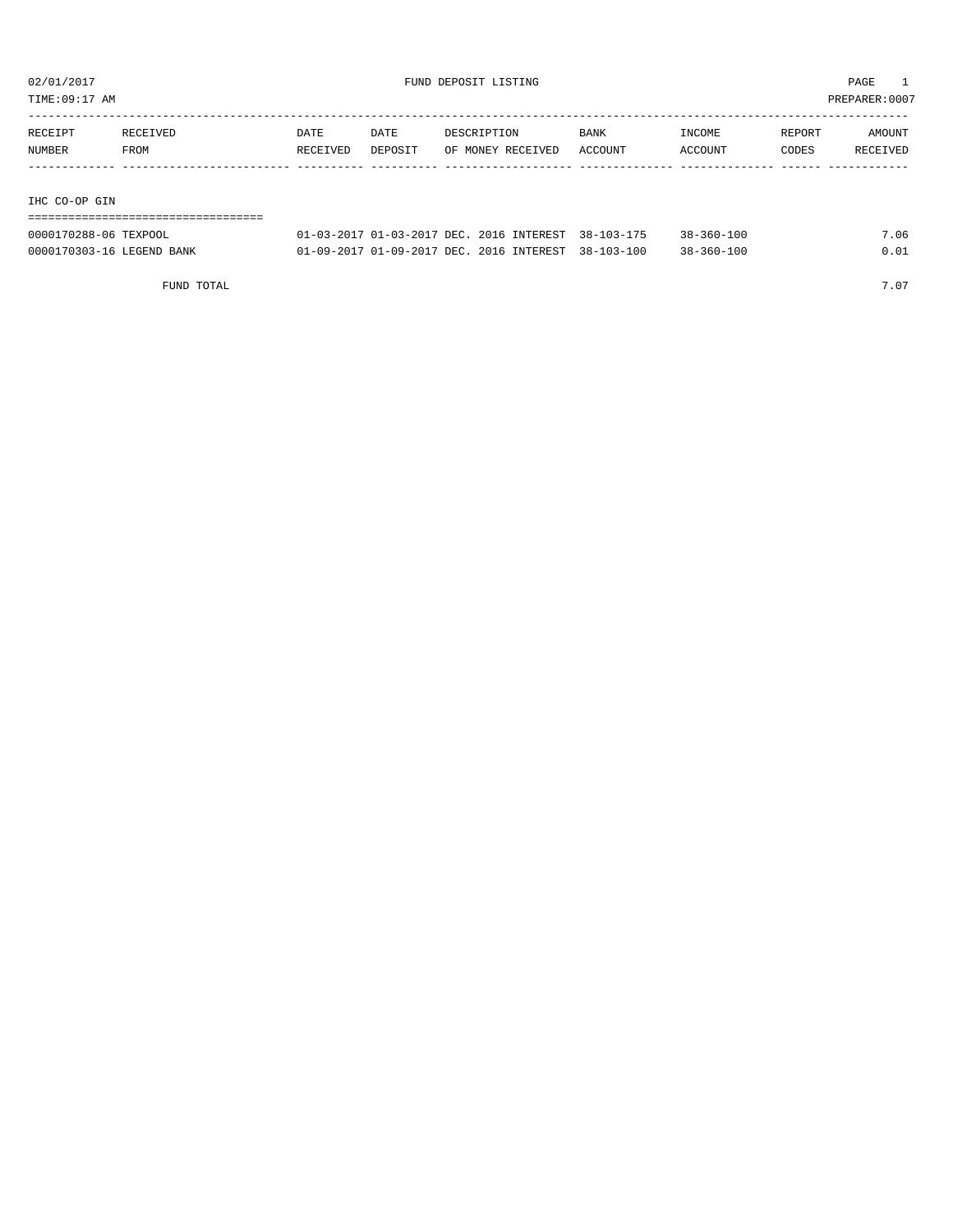# FUND DEPOSIT LISTING

02/01/2017
TIME:09:17 AM
PREPARER:0007

| RECEIPT NUMBER | RECEIVED FROM | DATE RECEIVED | DATE DEPOSIT | DESCRIPTION OF MONEY RECEIVED | BANK ACCOUNT | INCOME ACCOUNT | REPORT CODES | AMOUNT RECEIVED |
|---|---|---|---|---|---|---|---|---|
| **IHC CO-OP GIN** | | | | | | | | |
| 0000170288-06 | TEXPOOL | 01-03-2017 | 01-03-2017 | DEC. 2016 INTEREST | 38-103-175 | 38-360-100 | | 7.06 |
| 0000170303-16 | LEGEND BANK | 01-09-2017 | 01-09-2017 | DEC. 2016 INTEREST | 38-103-100 | 38-360-100 | | 0.01 |
| | FUND TOTAL | | | | | | | 7.07 |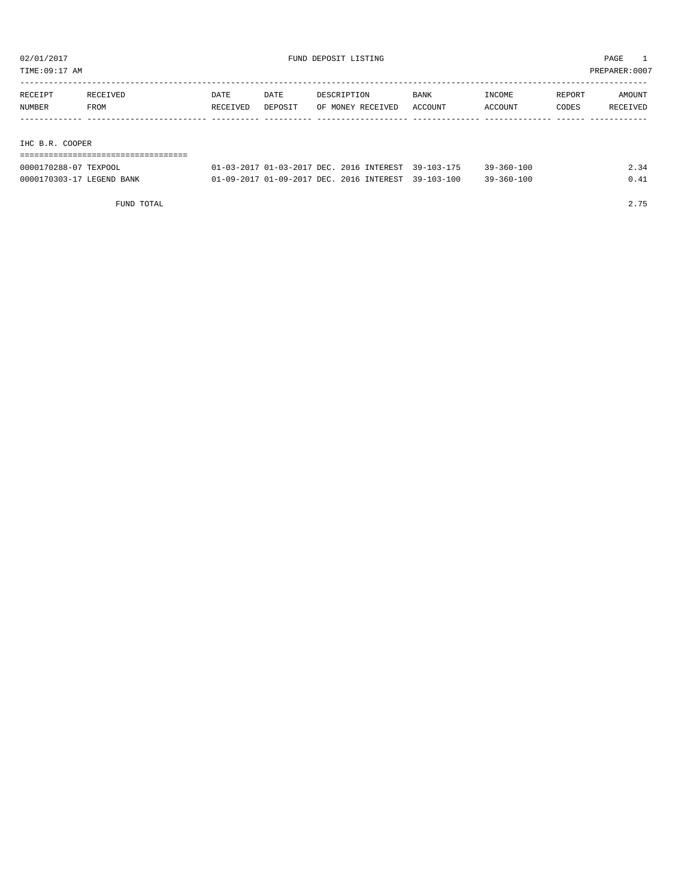02/01/2017 FUND DEPOSIT LISTING PAGE 1

TIME:09:17 AM PREPARER:0007

| RECEIPT NUMBER | RECEIVED FROM | DATE RECEIVED | DATE DEPOSIT | DESCRIPTION OF MONEY RECEIVED | BANK ACCOUNT | INCOME ACCOUNT | REPORT CODES | AMOUNT RECEIVED |
|---|---|---|---|---|---|---|---|---|
| **IHC B.R. COOPER** | | | | | | | | |
| 0000170288-07 | TEXPOOL | 01-03-2017 | 01-03-2017 | DEC. 2016 INTEREST | 39-103-175 | 39-360-100 | | 2.34 |
| 0000170303-17 | LEGEND BANK | 01-09-2017 | 01-09-2017 | DEC. 2016 INTEREST | 39-103-100 | 39-360-100 | | 0.41 |
| | FUND TOTAL | | | | | | | 2.75 |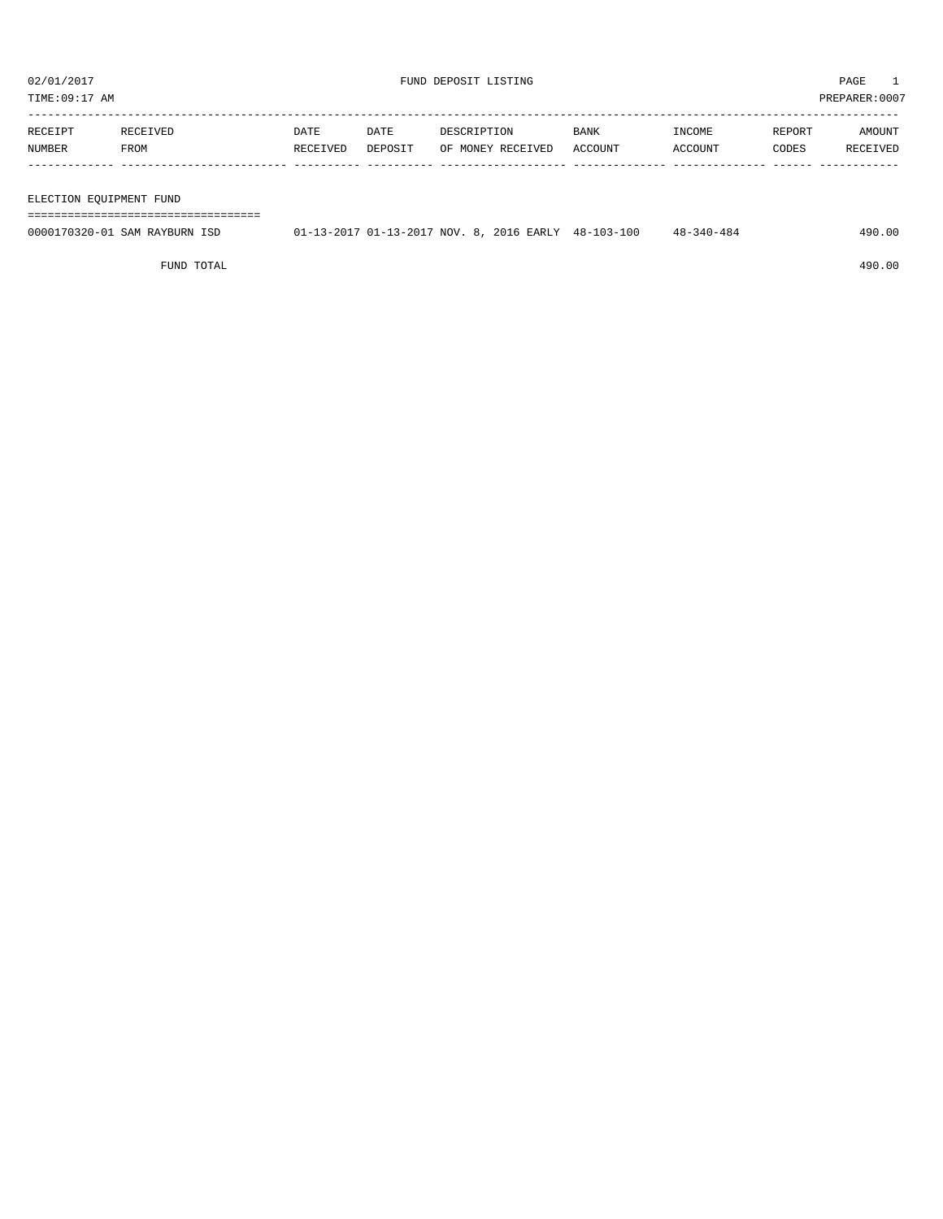02/01/2017 FUND DEPOSIT LISTING PAGE 1

TIME:09:17 AM PREPARER:0007

| RECEIPT NUMBER | RECEIVED FROM | DATE RECEIVED | DATE DEPOSIT | DESCRIPTION OF MONEY RECEIVED | BANK ACCOUNT | INCOME ACCOUNT | REPORT CODES | AMOUNT RECEIVED |
|---|---|---|---|---|---|---|---|---|
| **ELECTION EQUIPMENT FUND** | | | | | | | | |
| 0000170320-01 | SAM RAYBURN ISD | 01-13-2017 | 01-13-2017 | NOV. 8, 2016 EARLY | 48-103-100 | 48-340-484 | | 490.00 |
| | FUND TOTAL | | | | | | | 490.00 |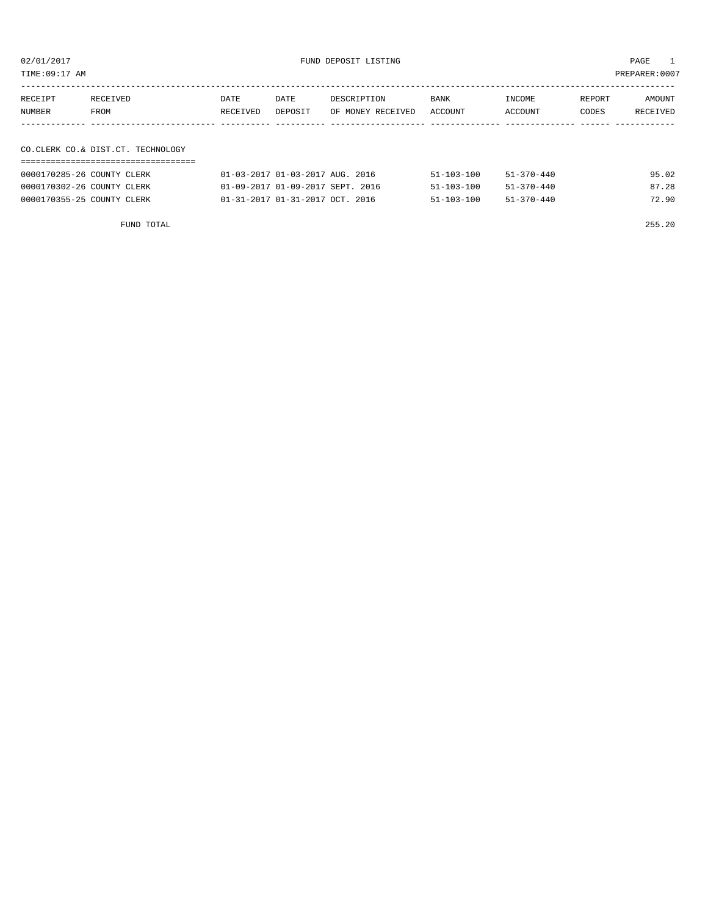02/01/2017 FUND DEPOSIT LISTING PAGE 1

TIME:09:17 AM PREPARER:0007

| RECEIPT NUMBER | RECEIVED FROM | DATE RECEIVED | DATE DEPOSIT | DESCRIPTION OF MONEY RECEIVED | BANK ACCOUNT | INCOME ACCOUNT | REPORT CODES | AMOUNT RECEIVED |
|---|---|---|---|---|---|---|---|---|
| **CO.CLERK CO.& DIST.CT. TECHNOLOGY** | | | | | | | | |
| 0000170285-26 | COUNTY CLERK | 01-03-2017 | 01-03-2017 | AUG. 2016 | 51-103-100 | 51-370-440 | | 95.02 |
| 0000170302-26 | COUNTY CLERK | 01-09-2017 | 01-09-2017 | SEPT. 2016 | 51-103-100 | 51-370-440 | | 87.28 |
| 0000170355-25 | COUNTY CLERK | 01-31-2017 | 01-31-2017 | OCT. 2016 | 51-103-100 | 51-370-440 | | 72.90 |
| | FUND TOTAL | | | | | | | 255.20 |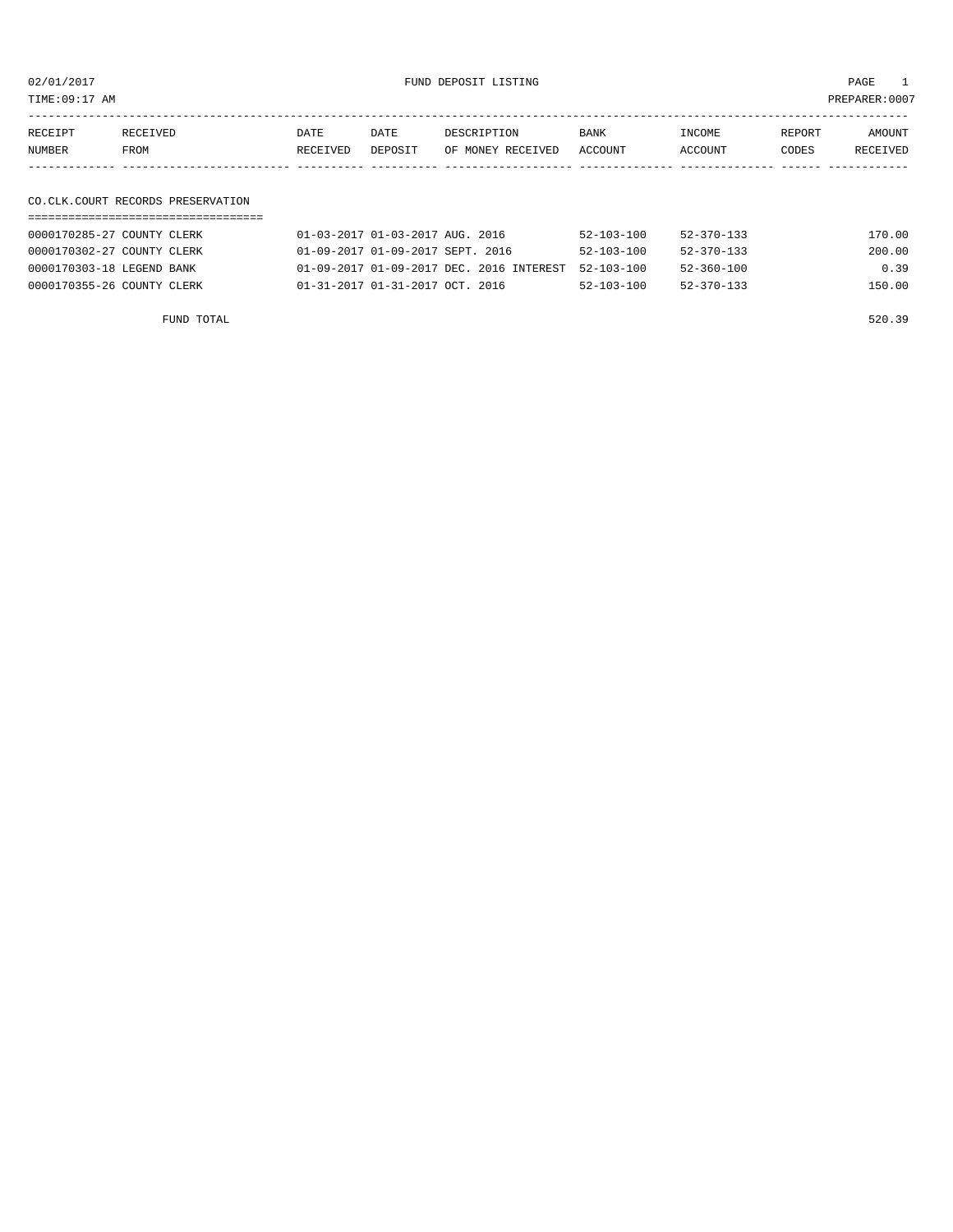02/01/2017 FUND DEPOSIT LISTING

TIME:09:17 AM PREPARER:0007

| RECEIPT NUMBER | RECEIVED FROM | DATE RECEIVED | DATE DEPOSIT | DESCRIPTION OF MONEY RECEIVED | BANK ACCOUNT | INCOME ACCOUNT | REPORT CODES | AMOUNT RECEIVED |
|---|---|---|---|---|---|---|---|---|
| **CO.CLK.COURT RECORDS PRESERVATION** | | | | | | | | |
| 0000170285-27 | COUNTY CLERK | 01-03-2017 | 01-03-2017 | AUG. 2016 | 52-103-100 | 52-370-133 | | 170.00 |
| 0000170302-27 | COUNTY CLERK | 01-09-2017 | 01-09-2017 | SEPT. 2016 | 52-103-100 | 52-370-133 | | 200.00 |
| 0000170303-18 | LEGEND BANK | 01-09-2017 | 01-09-2017 | DEC. 2016 INTEREST | 52-103-100 | 52-360-100 | | 0.39 |
| 0000170355-26 | COUNTY CLERK | 01-31-2017 | 01-31-2017 | OCT. 2016 | 52-103-100 | 52-370-133 | | 150.00 |
| | FUND TOTAL | | | | | | | 520.39 |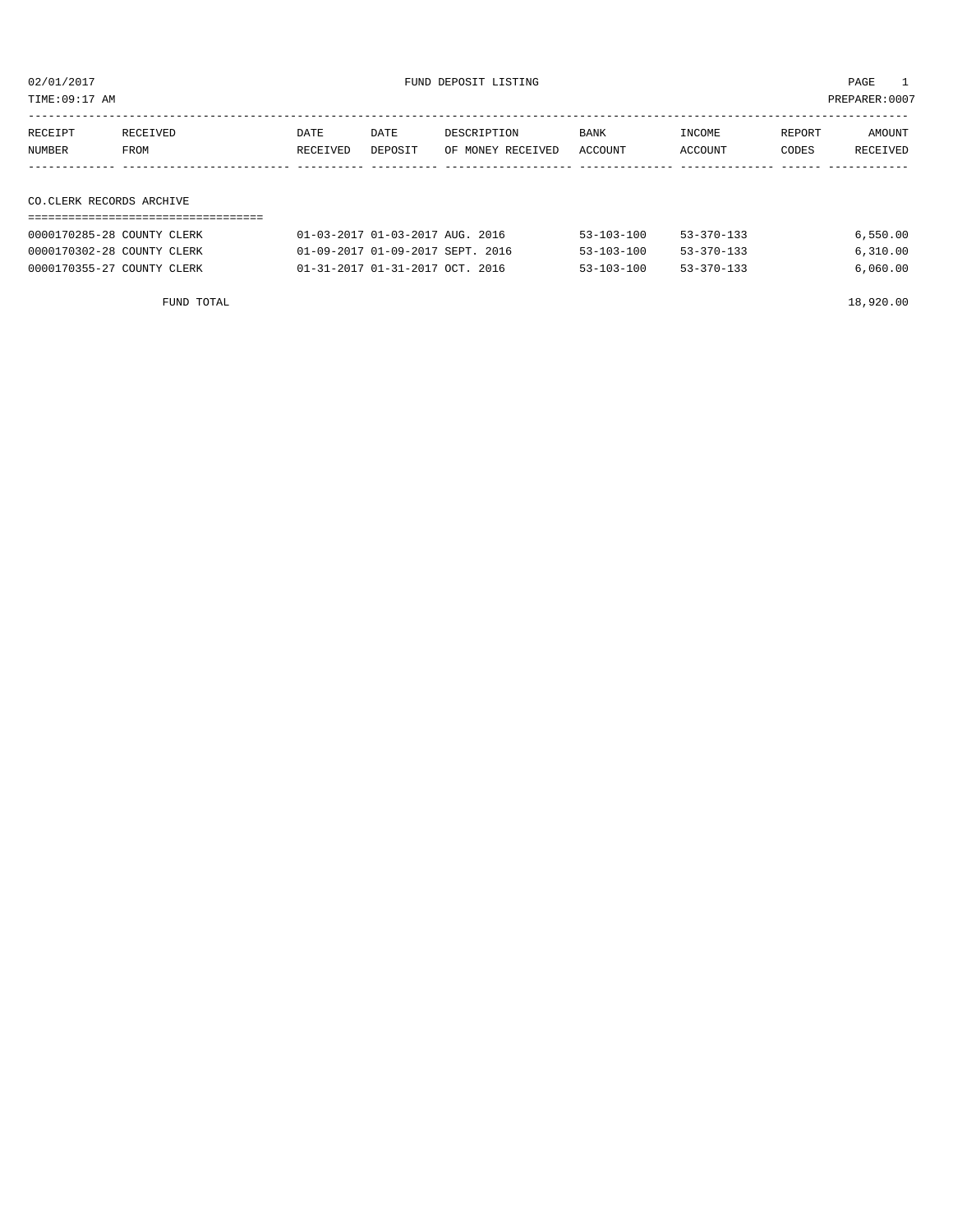02/01/2017 FUND DEPOSIT LISTING

TIME:09:17 AM PREPARER:0007

| RECEIPT NUMBER | RECEIVED FROM | DATE RECEIVED | DATE DEPOSIT | DESCRIPTION OF MONEY RECEIVED | BANK ACCOUNT | INCOME ACCOUNT | REPORT CODES | AMOUNT RECEIVED |
|---|---|---|---|---|---|---|---|---|
| **CO.CLERK RECORDS ARCHIVE** | | | | | | | | |
| 0000170285-28 | COUNTY CLERK | 01-03-2017 | 01-03-2017 | AUG. 2016 | 53-103-100 | 53-370-133 | | 6,550.00 |
| 0000170302-28 | COUNTY CLERK | 01-09-2017 | 01-09-2017 | SEPT. 2016 | 53-103-100 | 53-370-133 | | 6,310.00 |
| 0000170355-27 | COUNTY CLERK | 01-31-2017 | 01-31-2017 | OCT. 2016 | 53-103-100 | 53-370-133 | | 6,060.00 |
| | FUND TOTAL | | | | | | | 18,920.00 |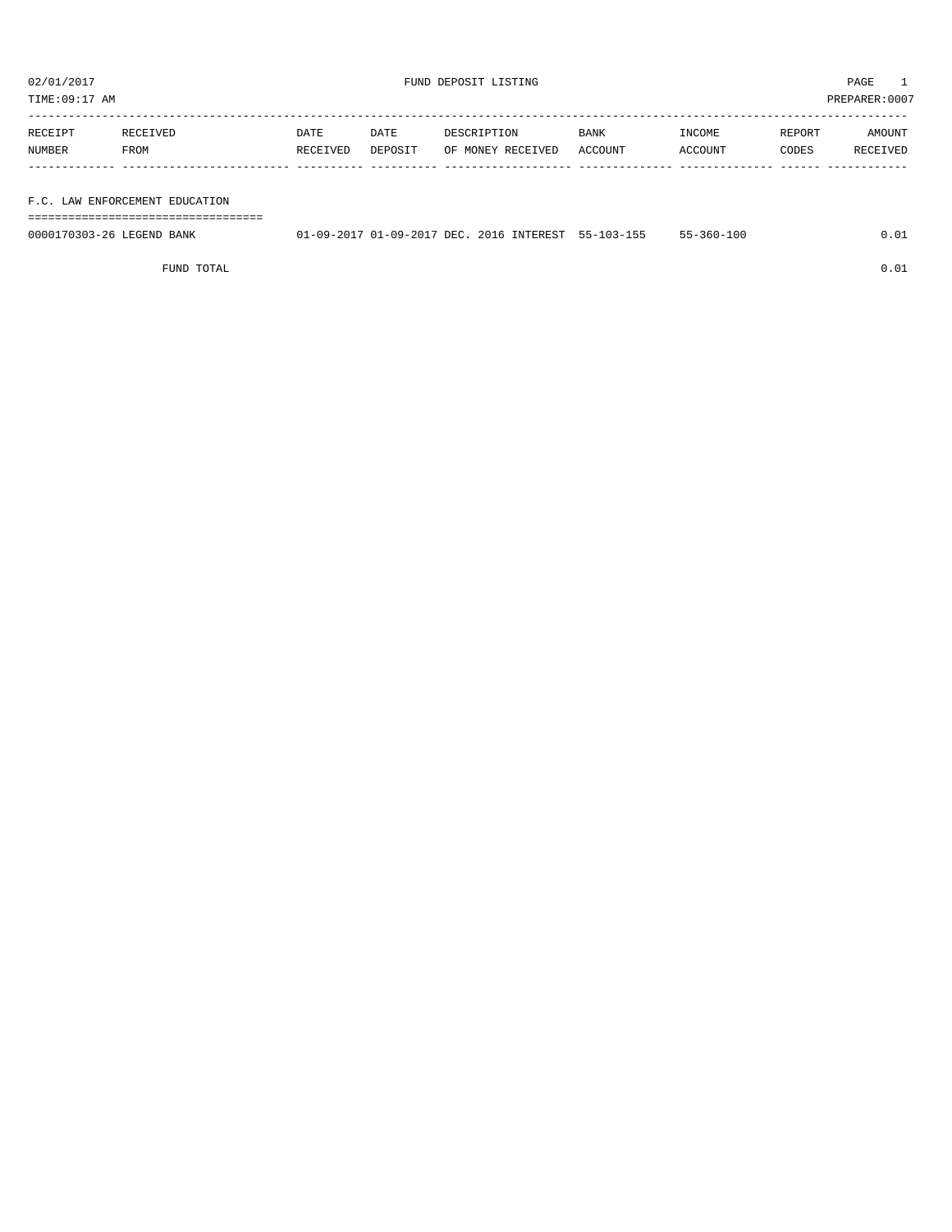# FUND DEPOSIT LISTING

02/01/2017
TIME:09:17 AM
PREPARER:0007

| RECEIPT NUMBER | RECEIVED FROM | DATE RECEIVED | DATE DEPOSIT | DESCRIPTION OF MONEY RECEIVED | BANK ACCOUNT | INCOME ACCOUNT | REPORT CODES | AMOUNT RECEIVED |
|---|---|---|---|---|---|---|---|---|
| **F.C. LAW ENFORCEMENT EDUCATION** | | | | | | | | |
| 0000170303-26 | LEGEND BANK | 01-09-2017 | 01-09-2017 | DEC. 2016 INTEREST | 55-103-155 | 55-360-100 | | 0.01 |
| | FUND TOTAL | | | | | | | 0.01 |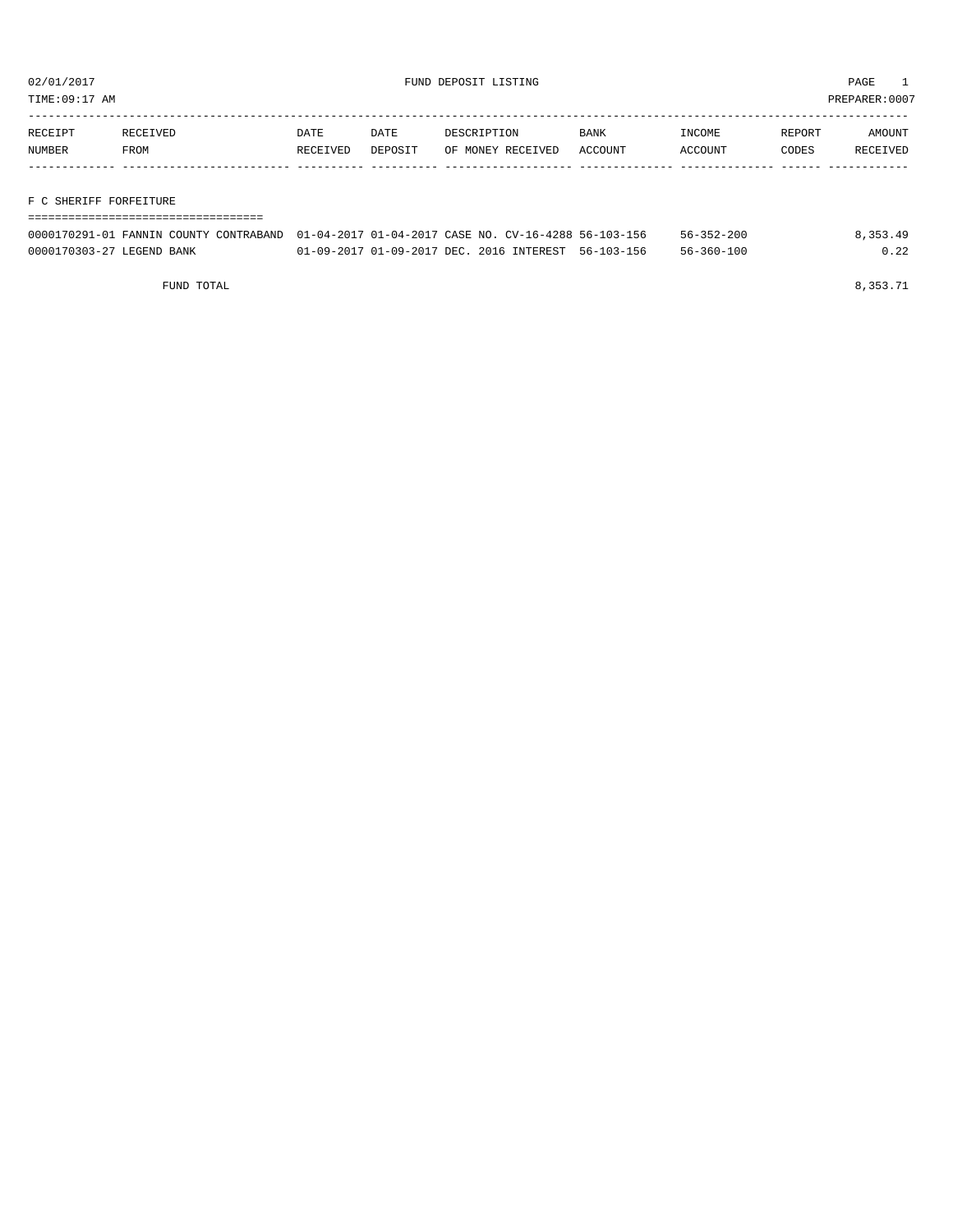# FUND DEPOSIT LISTING

02/01/2017
TIME:09:17 AM
PREPARER:0007

| RECEIPT NUMBER | RECEIVED FROM | DATE RECEIVED | DATE DEPOSIT | DESCRIPTION OF MONEY RECEIVED | BANK ACCOUNT | INCOME ACCOUNT | REPORT CODES | AMOUNT RECEIVED |
|---|---|---|---|---|---|---|---|---|

## F C SHERIFF FORFEITURE

| RECEIPT NUMBER | RECEIVED FROM | DATE RECEIVED | DATE DEPOSIT | DESCRIPTION OF MONEY RECEIVED | BANK ACCOUNT | INCOME ACCOUNT | REPORT CODES | AMOUNT RECEIVED |
|---|---|---|---|---|---|---|---|---|
| 0000170291-01 | FANNIN COUNTY CONTRABAND | 01-04-2017 | 01-04-2017 | CASE NO. CV-16-4288 | 56-103-156 | 56-352-200 | | 8,353.49 |
| 0000170303-27 | LEGEND BANK | 01-09-2017 | 01-09-2017 | DEC. 2016 INTEREST | 56-103-156 | 56-360-100 | | 0.22 |
| | FUND TOTAL | | | | | | | 8,353.71 |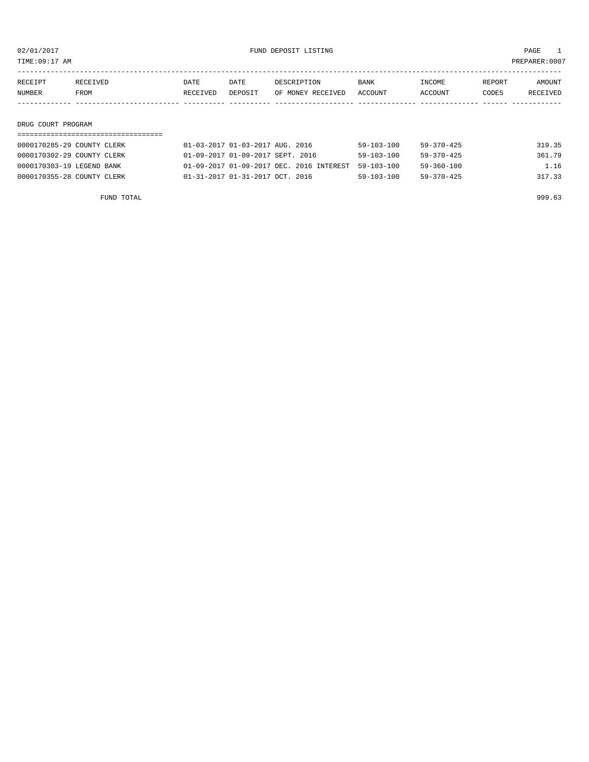02/01/2017 FUND DEPOSIT LISTING

TIME:09:17 AM PREPARER:0007

| RECEIPT NUMBER | RECEIVED FROM | DATE RECEIVED | DATE DEPOSIT | DESCRIPTION OF MONEY RECEIVED | BANK ACCOUNT | INCOME ACCOUNT | REPORT CODES | AMOUNT RECEIVED |
|---|---|---|---|---|---|---|---|---|
| **DRUG COURT PROGRAM** | | | | | | | | |
| 0000170285-29 | COUNTY CLERK | 01-03-2017 | 01-03-2017 | AUG. 2016 | 59-103-100 | 59-370-425 | | 319.35 |
| 0000170302-29 | COUNTY CLERK | 01-09-2017 | 01-09-2017 | SEPT. 2016 | 59-103-100 | 59-370-425 | | 361.79 |
| 0000170303-19 | LEGEND BANK | 01-09-2017 | 01-09-2017 | DEC. 2016 INTEREST | 59-103-100 | 59-360-100 | | 1.16 |
| 0000170355-28 | COUNTY CLERK | 01-31-2017 | 01-31-2017 | OCT. 2016 | 59-103-100 | 59-370-425 | | 317.33 |
| | FUND TOTAL | | | | | | | 999.63 |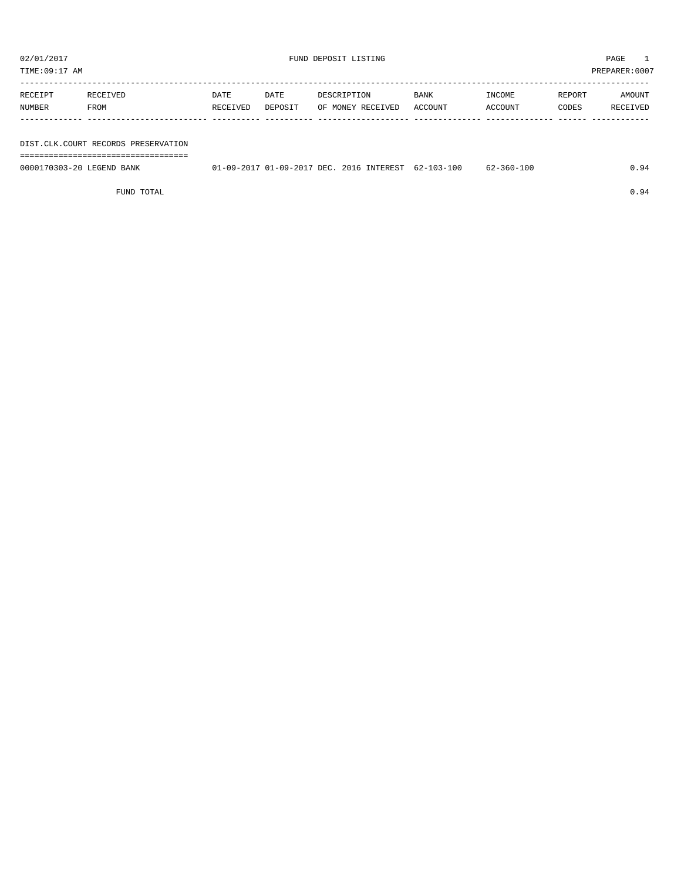02/01/2017 FUND DEPOSIT LISTING

TIME:09:17 AM PREPARER:0007

| RECEIPT NUMBER | RECEIVED FROM | DATE RECEIVED | DATE DEPOSIT | DESCRIPTION OF MONEY RECEIVED | BANK ACCOUNT | INCOME ACCOUNT | REPORT CODES | AMOUNT RECEIVED |
|---|---|---|---|---|---|---|---|---|

## DIST.CLK.COURT RECORDS PRESERVATION

| RECEIPT NUMBER | RECEIVED FROM | DATE RECEIVED | DATE DEPOSIT | DESCRIPTION OF MONEY RECEIVED | BANK ACCOUNT | INCOME ACCOUNT | REPORT CODES | AMOUNT RECEIVED |
|---|---|---|---|---|---|---|---|---|
| 0000170303-20 | LEGEND BANK | 01-09-2017 | 01-09-2017 | DEC. 2016 INTEREST | 62-103-100 | 62-360-100 | | 0.94 |
| | FUND TOTAL | | | | | | | 0.94 |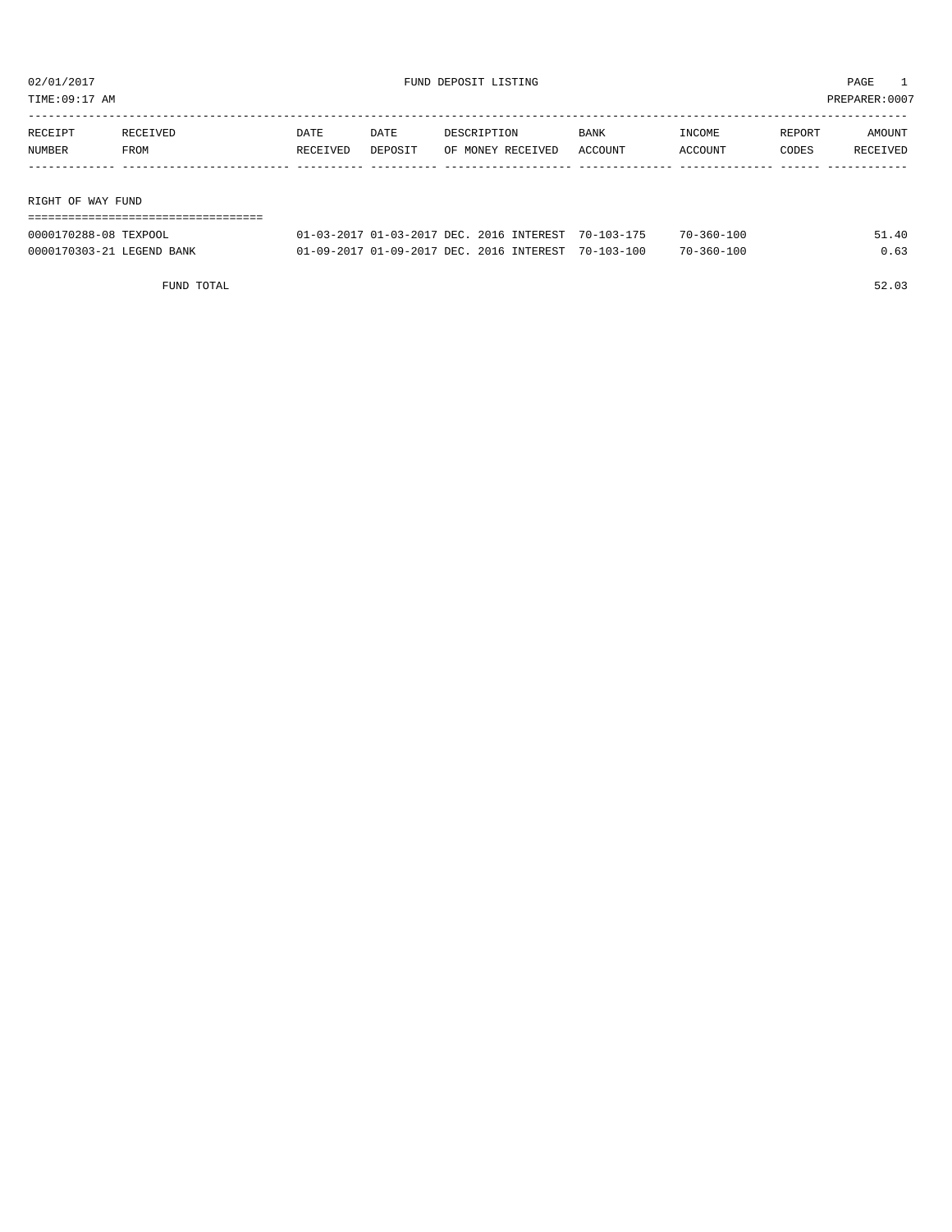FUND DEPOSIT LISTING

02/01/2017
TIME:09:17 AM
PREPARER:0007

| RECEIPT NUMBER | RECEIVED FROM | DATE RECEIVED | DATE DEPOSIT | DESCRIPTION OF MONEY RECEIVED | BANK ACCOUNT | INCOME ACCOUNT | REPORT CODES | AMOUNT RECEIVED |
|---|---|---|---|---|---|---|---|---|
| **RIGHT OF WAY FUND** | | | | | | | | |
| 0000170288-08 | TEXPOOL | 01-03-2017 | 01-03-2017 | DEC. 2016 INTEREST | 70-103-175 | 70-360-100 | | 51.40 |
| 0000170303-21 | LEGEND BANK | 01-09-2017 | 01-09-2017 | DEC. 2016 INTEREST | 70-103-100 | 70-360-100 | | 0.63 |
| | FUND TOTAL | | | | | | | 52.03 |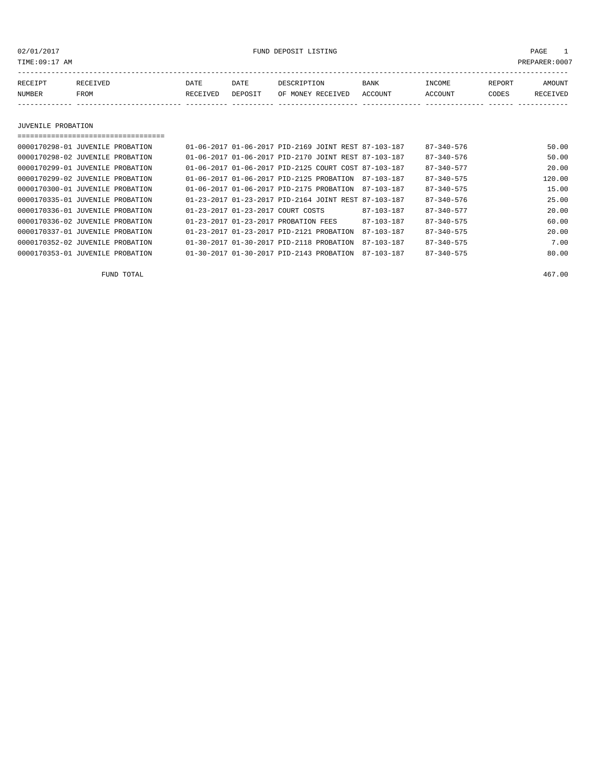FUND DEPOSIT LISTING

02/01/2017
TIME:09:17 AM
PREPARER:0007

| RECEIPT NUMBER | RECEIVED FROM | DATE RECEIVED | DATE DEPOSIT | DESCRIPTION OF MONEY RECEIVED | BANK ACCOUNT | INCOME ACCOUNT | REPORT CODES | AMOUNT RECEIVED |
|---|---|---|---|---|---|---|---|---|

## JUVENILE PROBATION

| RECEIPT NUMBER | RECEIVED FROM | DATE RECEIVED | DATE DEPOSIT | DESCRIPTION OF MONEY RECEIVED | BANK ACCOUNT | INCOME ACCOUNT | REPORT CODES | AMOUNT RECEIVED |
|---|---|---|---|---|---|---|---|---|
| 0000170298-01 | JUVENILE PROBATION | 01-06-2017 | 01-06-2017 | PID-2169 JOINT REST | 87-103-187 | 87-340-576 | | 50.00 |
| 0000170298-02 | JUVENILE PROBATION | 01-06-2017 | 01-06-2017 | PID-2170 JOINT REST | 87-103-187 | 87-340-576 | | 50.00 |
| 0000170299-01 | JUVENILE PROBATION | 01-06-2017 | 01-06-2017 | PID-2125 COURT COST | 87-103-187 | 87-340-577 | | 20.00 |
| 0000170299-02 | JUVENILE PROBATION | 01-06-2017 | 01-06-2017 | PID-2125 PROBATION | 87-103-187 | 87-340-575 | | 120.00 |
| 0000170300-01 | JUVENILE PROBATION | 01-06-2017 | 01-06-2017 | PID-2175 PROBATION | 87-103-187 | 87-340-575 | | 15.00 |
| 0000170335-01 | JUVENILE PROBATION | 01-23-2017 | 01-23-2017 | PID-2164 JOINT REST | 87-103-187 | 87-340-576 | | 25.00 |
| 0000170336-01 | JUVENILE PROBATION | 01-23-2017 | 01-23-2017 | COURT COSTS | 87-103-187 | 87-340-577 | | 20.00 |
| 0000170336-02 | JUVENILE PROBATION | 01-23-2017 | 01-23-2017 | PROBATION FEES | 87-103-187 | 87-340-575 | | 60.00 |
| 0000170337-01 | JUVENILE PROBATION | 01-23-2017 | 01-23-2017 | PID-2121 PROBATION | 87-103-187 | 87-340-575 | | 20.00 |
| 0000170352-02 | JUVENILE PROBATION | 01-30-2017 | 01-30-2017 | PID-2118 PROBATION | 87-103-187 | 87-340-575 | | 7.00 |
| 0000170353-01 | JUVENILE PROBATION | 01-30-2017 | 01-30-2017 | PID-2143 PROBATION | 87-103-187 | 87-340-575 | | 80.00 |
| | FUND TOTAL | | | | | | | 467.00 |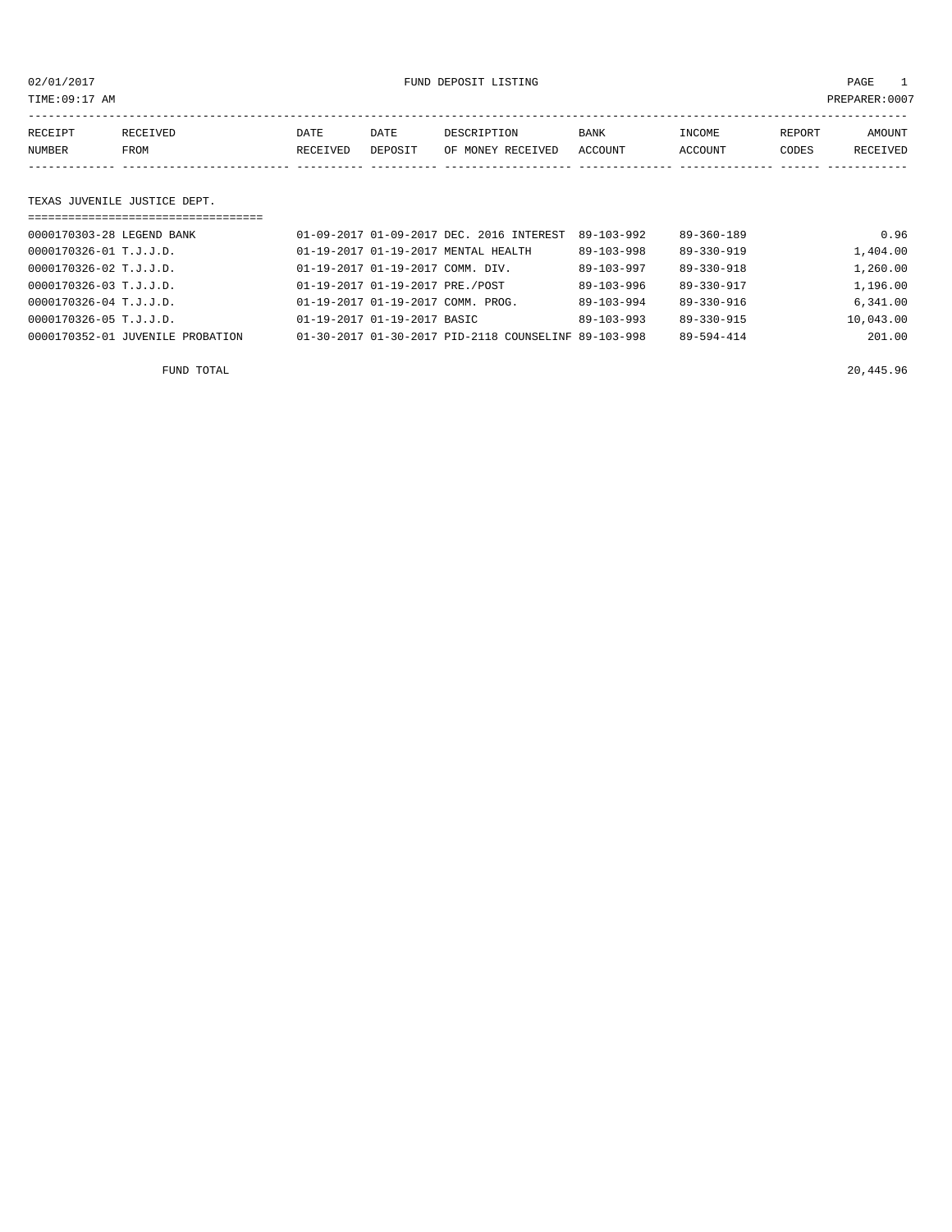02/01/2017 FUND DEPOSIT LISTING PAGE 1

TIME:09:17 AM PREPARER:0007

| RECEIPT NUMBER | RECEIVED FROM | DATE RECEIVED | DATE DEPOSIT | DESCRIPTION OF MONEY RECEIVED | BANK ACCOUNT | INCOME ACCOUNT | REPORT CODES | AMOUNT RECEIVED |
|---|---|---|---|---|---|---|---|---|

## TEXAS JUVENILE JUSTICE DEPT.

| RECEIPT NUMBER | RECEIVED FROM | DATE RECEIVED | DATE DEPOSIT | DESCRIPTION OF MONEY RECEIVED | BANK ACCOUNT | INCOME ACCOUNT | REPORT CODES | AMOUNT RECEIVED |
|---|---|---|---|---|---|---|---|---|
| 0000170303-28 | LEGEND BANK | 01-09-2017 | 01-09-2017 | DEC. 2016 INTEREST | 89-103-992 | 89-360-189 | | 0.96 |
| 0000170326-01 | T.J.J.D. | 01-19-2017 | 01-19-2017 | MENTAL HEALTH | 89-103-998 | 89-330-919 | | 1,404.00 |
| 0000170326-02 | T.J.J.D. | 01-19-2017 | 01-19-2017 | COMM. DIV. | 89-103-997 | 89-330-918 | | 1,260.00 |
| 0000170326-03 | T.J.J.D. | 01-19-2017 | 01-19-2017 | PRE./POST | 89-103-996 | 89-330-917 | | 1,196.00 |
| 0000170326-04 | T.J.J.D. | 01-19-2017 | 01-19-2017 | COMM. PROG. | 89-103-994 | 89-330-916 | | 6,341.00 |
| 0000170326-05 | T.J.J.D. | 01-19-2017 | 01-19-2017 | BASIC | 89-103-993 | 89-330-915 | | 10,043.00 |
| 0000170352-01 | JUVENILE PROBATION | 01-30-2017 | 01-30-2017 | PID-2118 COUNSELINF | 89-103-998 | 89-594-414 | | 201.00 |
| | FUND TOTAL | | | | | | | 20,445.96 |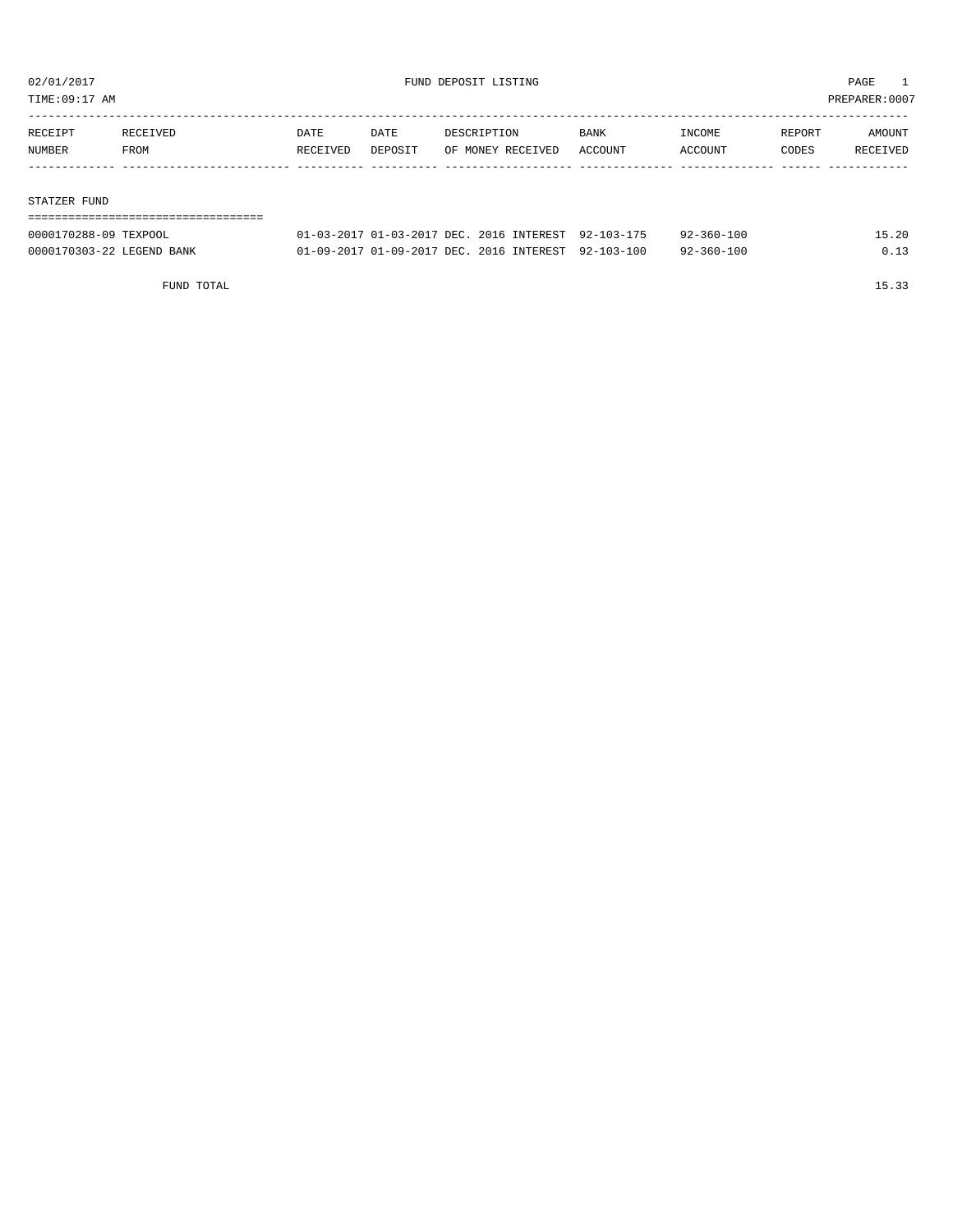02/01/2017 FUND DEPOSIT LISTING

TIME:09:17 AM PREPARER:0007

## STATZER FUND

| RECEIPT NUMBER | RECEIVED FROM | DATE RECEIVED | DATE DEPOSIT | DESCRIPTION OF MONEY RECEIVED | BANK ACCOUNT | INCOME ACCOUNT | REPORT CODES | AMOUNT RECEIVED |
|---|---|---|---|---|---|---|---|---|
| 0000170288-09 | TEXPOOL | 01-03-2017 | 01-03-2017 | DEC. 2016 INTEREST | 92-103-175 | 92-360-100 | | 15.20 |
| 0000170303-22 | LEGEND BANK | 01-09-2017 | 01-09-2017 | DEC. 2016 INTEREST | 92-103-100 | 92-360-100 | | 0.13 |
| | FUND TOTAL | | | | | | | 15.33 |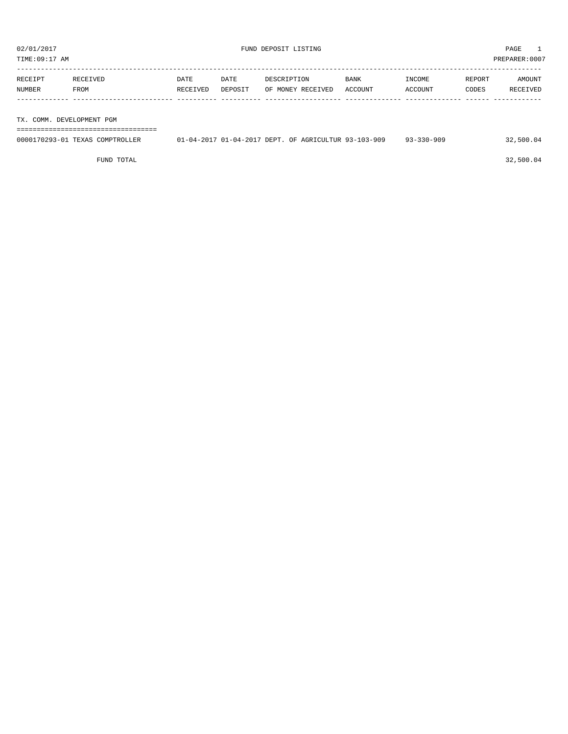02/01/2017 FUND DEPOSIT LISTING

TIME:09:17 AM PREPARER:0007

| RECEIPT NUMBER | RECEIVED FROM | DATE RECEIVED | DATE DEPOSIT | DESCRIPTION OF MONEY RECEIVED | BANK ACCOUNT | INCOME ACCOUNT | REPORT CODES | AMOUNT RECEIVED |
|---|---|---|---|---|---|---|---|---|
| **TX. COMM. DEVELOPMENT PGM** | | | | | | | | |
| 0000170293-01 | TEXAS COMPTROLLER | 01-04-2017 | 01-04-2017 | DEPT. OF AGRICULTUR | 93-103-909 | 93-330-909 | | 32,500.04 |
| | FUND TOTAL | | | | | | | 32,500.04 |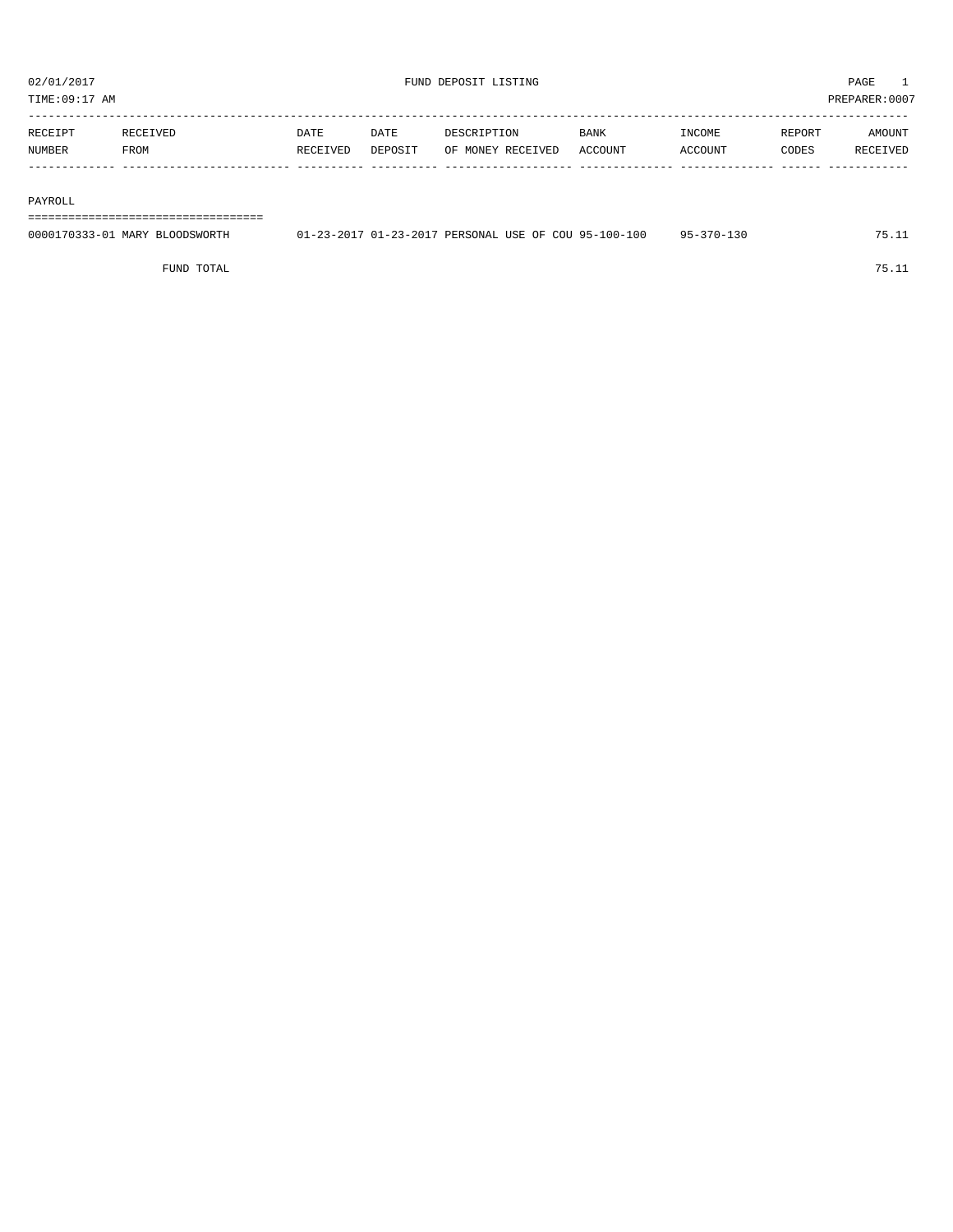02/01/2017 FUND DEPOSIT LISTING PAGE 1
TIME:09:17 AM PREPARER:0007

| RECEIPT NUMBER | RECEIVED FROM | DATE RECEIVED | DATE DEPOSIT | DESCRIPTION OF MONEY RECEIVED | BANK ACCOUNT | INCOME ACCOUNT | REPORT CODES | AMOUNT RECEIVED |
|---|---|---|---|---|---|---|---|---|
| PAYROLL | | | | | | | | |
| 0000170333-01 | MARY BLOODSWORTH | 01-23-2017 | 01-23-2017 | PERSONAL USE OF COU | 95-100-100 | 95-370-130 | | 75.11 |
| | FUND TOTAL | | | | | | | 75.11 |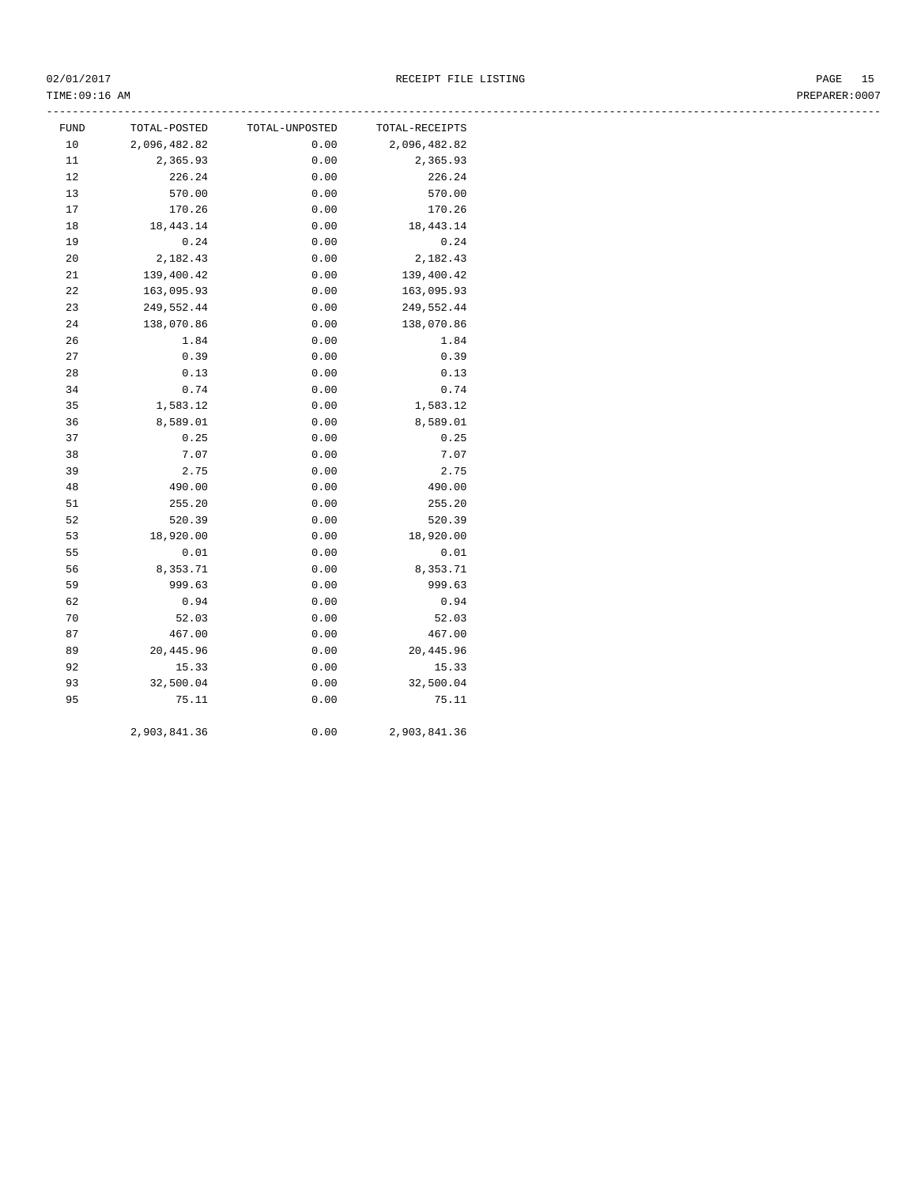| FUND | TOTAL-POSTED | TOTAL-UNPOSTED | TOTAL-RECEIPTS |
|---|---|---|---|
| 10 | 2,096,482.82 | 0.00 | 2,096,482.82 |
| 11 | 2,365.93 | 0.00 | 2,365.93 |
| 12 | 226.24 | 0.00 | 226.24 |
| 13 | 570.00 | 0.00 | 570.00 |
| 17 | 170.26 | 0.00 | 170.26 |
| 18 | 18,443.14 | 0.00 | 18,443.14 |
| 19 | 0.24 | 0.00 | 0.24 |
| 20 | 2,182.43 | 0.00 | 2,182.43 |
| 21 | 139,400.42 | 0.00 | 139,400.42 |
| 22 | 163,095.93 | 0.00 | 163,095.93 |
| 23 | 249,552.44 | 0.00 | 249,552.44 |
| 24 | 138,070.86 | 0.00 | 138,070.86 |
| 26 | 1.84 | 0.00 | 1.84 |
| 27 | 0.39 | 0.00 | 0.39 |
| 28 | 0.13 | 0.00 | 0.13 |
| 34 | 0.74 | 0.00 | 0.74 |
| 35 | 1,583.12 | 0.00 | 1,583.12 |
| 36 | 8,589.01 | 0.00 | 8,589.01 |
| 37 | 0.25 | 0.00 | 0.25 |
| 38 | 7.07 | 0.00 | 7.07 |
| 39 | 2.75 | 0.00 | 2.75 |
| 48 | 490.00 | 0.00 | 490.00 |
| 51 | 255.20 | 0.00 | 255.20 |
| 52 | 520.39 | 0.00 | 520.39 |
| 53 | 18,920.00 | 0.00 | 18,920.00 |
| 55 | 0.01 | 0.00 | 0.01 |
| 56 | 8,353.71 | 0.00 | 8,353.71 |
| 59 | 999.63 | 0.00 | 999.63 |
| 62 | 0.94 | 0.00 | 0.94 |
| 70 | 52.03 | 0.00 | 52.03 |
| 87 | 467.00 | 0.00 | 467.00 |
| 89 | 20,445.96 | 0.00 | 20,445.96 |
| 92 | 15.33 | 0.00 | 15.33 |
| 93 | 32,500.04 | 0.00 | 32,500.04 |
| 95 | 75.11 | 0.00 | 75.11 |
| | 2,903,841.36 | 0.00 | 2,903,841.36 |